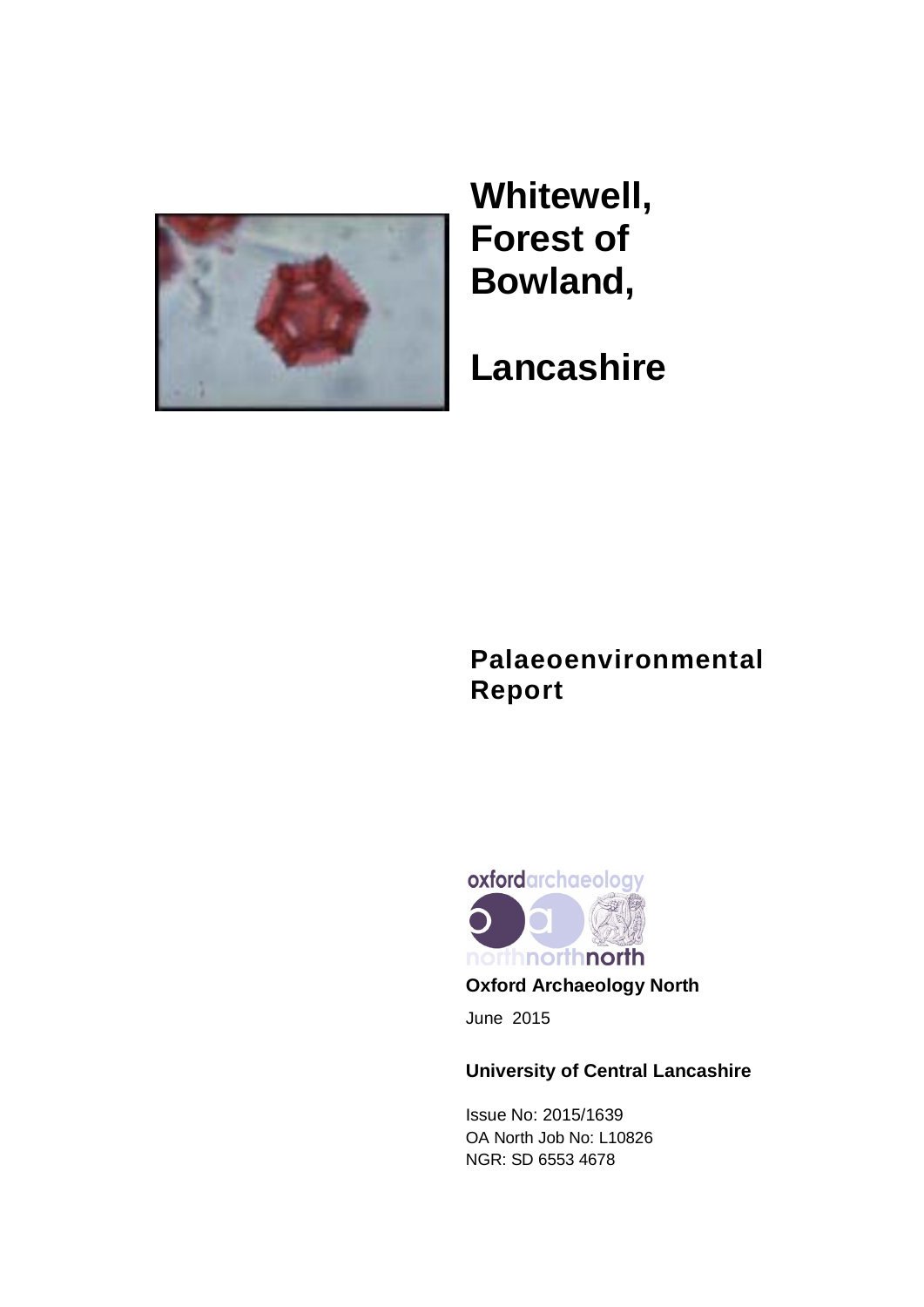# Whitewell, Forest of Bowland,

# Lancashire

## Palaeoenvironmental Report

**Oxford Archaeology North**

June 2015

**University of Central Lancashire**

Issue No: 2015/1639
OA North Job No: L10826
NGR: SD 6553 4678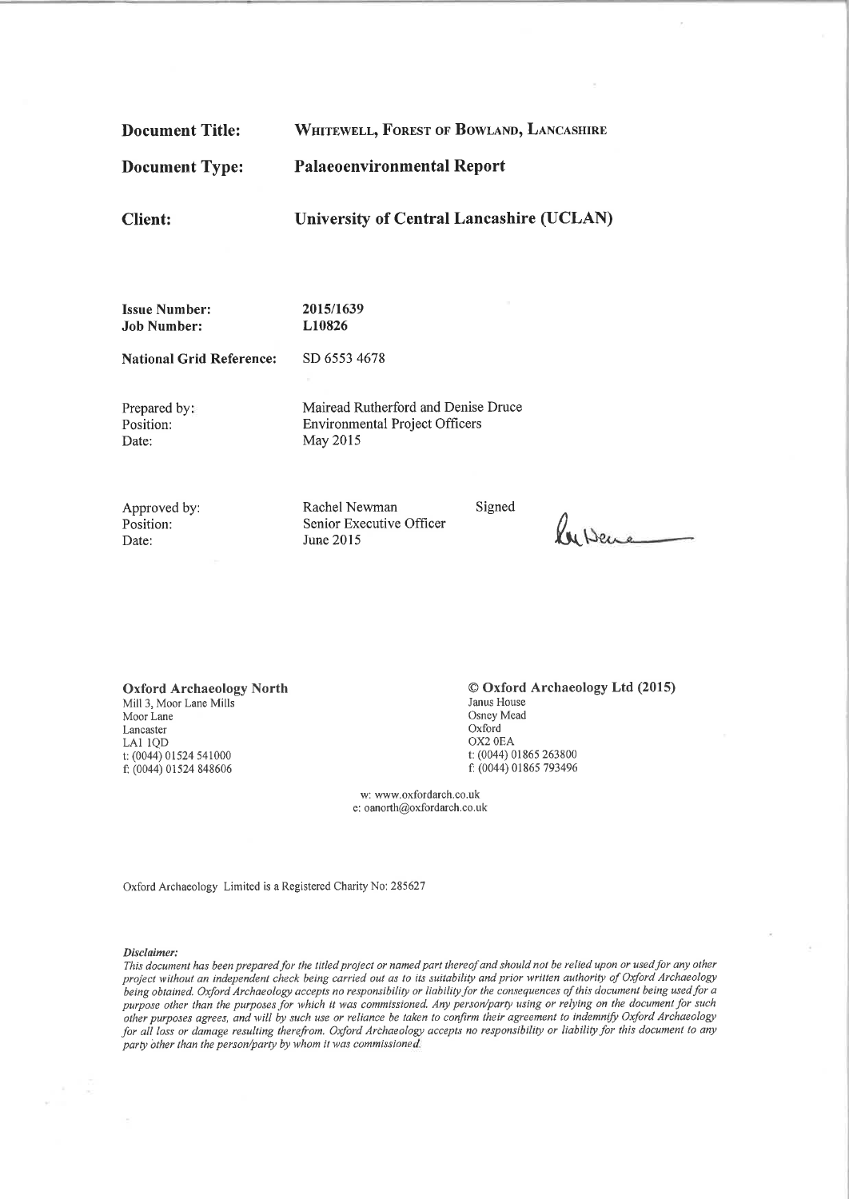| | |
|---|---|
| **Document Title:** | **WHITEWELL, FOREST OF BOWLAND, LANCASHIRE** |
| **Document Type:** | **Palaeoenvironmental Report** |
| **Client:** | **University of Central Lancashire (UCLAN)** |

| | |
|---|---|
| **Issue Number:** | **2015/1639** |
| **Job Number:** | **L10826** |
| **National Grid Reference:** | SD 6553 4678 |

| | |
|---|---|
| Prepared by: | Mairead Rutherford and Denise Druce |
| Position: | Environmental Project Officers |
| Date: | May 2015 |

| | | |
|---|---|---|
| Approved by: | Rachel Newman | Signed |
| Position: | Senior Executive Officer | |
| Date: | June 2015 | |

**Oxford Archaeology North**
Mill 3, Moor Lane Mills
Moor Lane
Lancaster
LA1 1QD
t: (0044) 01524 541000
f: (0044) 01524 848606

**© Oxford Archaeology Ltd (2015)**
Janus House
Osney Mead
Oxford
OX2 0EA
t: (0044) 01865 263800
f: (0044) 01865 793496

w: www.oxfordarch.co.uk
e: oanorth@oxfordarch.co.uk

Oxford Archaeology Limited is a Registered Charity No: 285627

***Disclaimer:***
*This document has been prepared for the titled project or named part thereof and should not be relied upon or used for any other project without an independent check being carried out as to its suitability and prior written authority of Oxford Archaeology being obtained. Oxford Archaeology accepts no responsibility or liability for the consequences of this document being used for a purpose other than the purposes for which it was commissioned. Any person/party using or relying on the document for such other purposes agrees, and will by such use or reliance be taken to confirm their agreement to indemnify Oxford Archaeology for all loss or damage resulting therefrom. Oxford Archaeology accepts no responsibility or liability for this document to any party other than the person/party by whom it was commissioned.*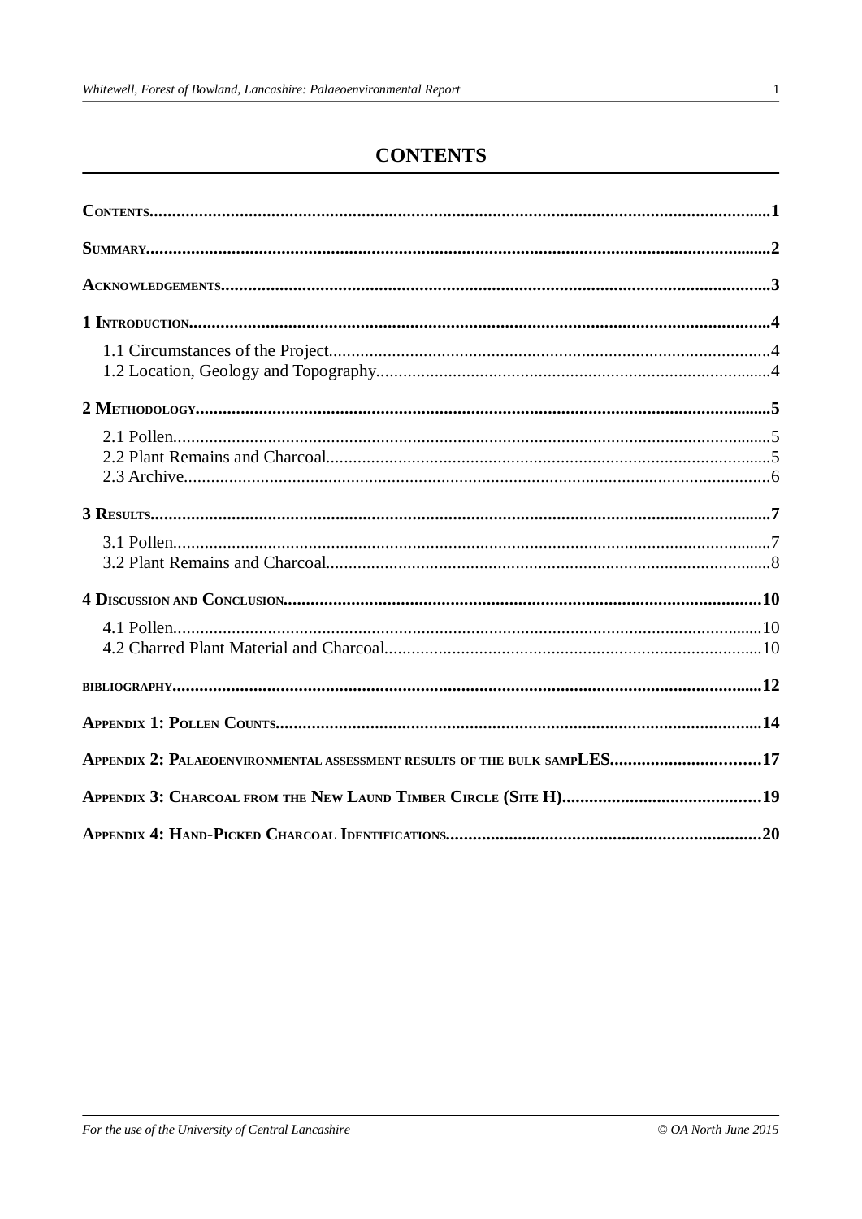# CONTENTS

**Contents** ....................................................... **1**

**Summary** ....................................................... **2**

**Acknowledgements** ....................................................... **3**

**1 Introduction** ....................................................... **4**

- 1.1 Circumstances of the Project ....................................................... 4
- 1.2 Location, Geology and Topography ....................................................... 4

**2 Methodology** ....................................................... **5**

- 2.1 Pollen ....................................................... 5
- 2.2 Plant Remains and Charcoal ....................................................... 5
- 2.3 Archive ....................................................... 6

**3 Results** ....................................................... **7**

- 3.1 Pollen ....................................................... 7
- 3.2 Plant Remains and Charcoal ....................................................... 8

**4 Discussion and Conclusion** ....................................................... **10**

- 4.1 Pollen ....................................................... 10
- 4.2 Charred Plant Material and Charcoal ....................................................... 10

**bibliography** ....................................................... **12**

**Appendix 1: Pollen Counts** ....................................................... **14**

**Appendix 2: Palaeoenvironmental assessment results of the bulk sampLES** ....................................................... **17**

**Appendix 3: Charcoal from the New Laund Timber Circle (Site H)** ....................................................... **19**

**Appendix 4: Hand-Picked Charcoal Identifications** ....................................................... **20**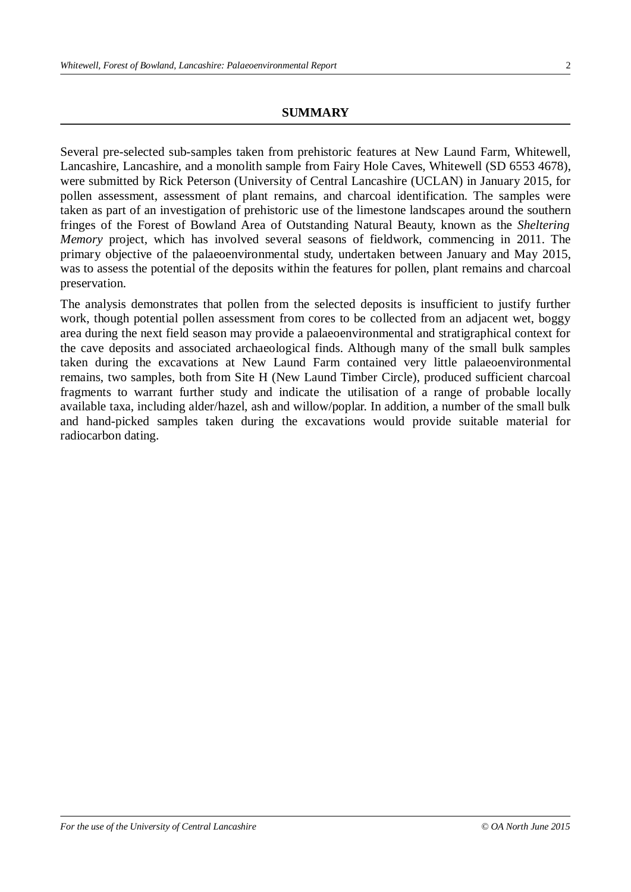## SUMMARY

Several pre-selected sub-samples taken from prehistoric features at New Laund Farm, Whitewell, Lancashire, Lancashire, and a monolith sample from Fairy Hole Caves, Whitewell (SD 6553 4678), were submitted by Rick Peterson (University of Central Lancashire (UCLAN) in January 2015, for pollen assessment, assessment of plant remains, and charcoal identification. The samples were taken as part of an investigation of prehistoric use of the limestone landscapes around the southern fringes of the Forest of Bowland Area of Outstanding Natural Beauty, known as the *Sheltering Memory* project, which has involved several seasons of fieldwork, commencing in 2011. The primary objective of the palaeoenvironmental study, undertaken between January and May 2015, was to assess the potential of the deposits within the features for pollen, plant remains and charcoal preservation.

The analysis demonstrates that pollen from the selected deposits is insufficient to justify further work, though potential pollen assessment from cores to be collected from an adjacent wet, boggy area during the next field season may provide a palaeoenvironmental and stratigraphical context for the cave deposits and associated archaeological finds. Although many of the small bulk samples taken during the excavations at New Laund Farm contained very little palaeoenvironmental remains, two samples, both from Site H (New Laund Timber Circle), produced sufficient charcoal fragments to warrant further study and indicate the utilisation of a range of probable locally available taxa, including alder/hazel, ash and willow/poplar. In addition, a number of the small bulk and hand-picked samples taken during the excavations would provide suitable material for radiocarbon dating.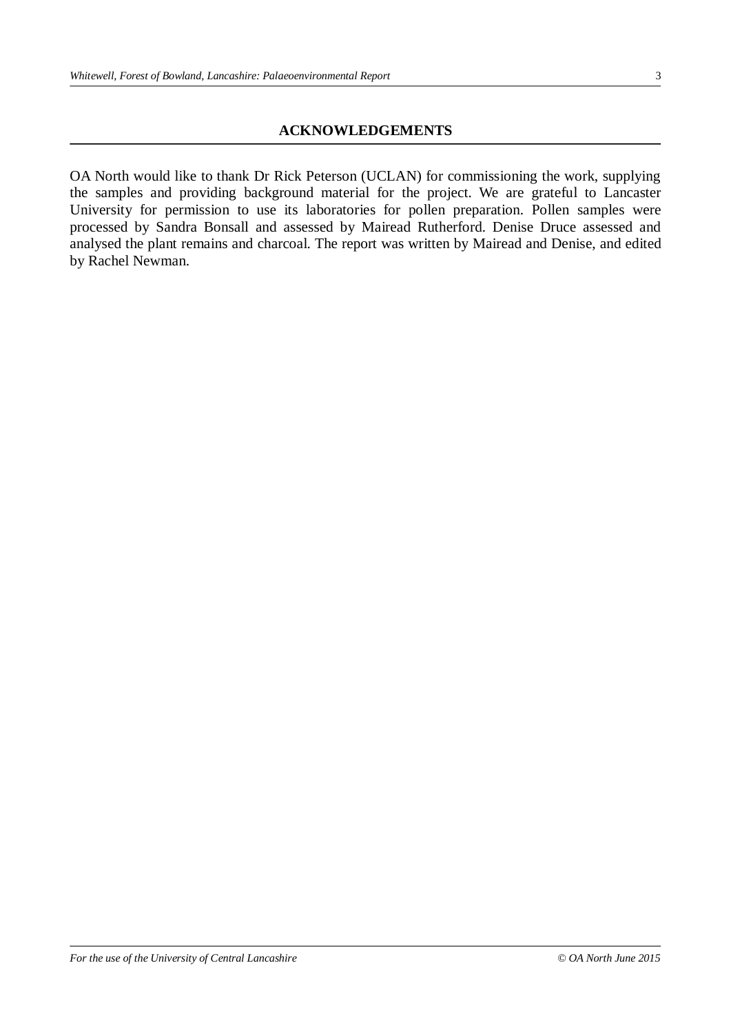## ACKNOWLEDGEMENTS

OA North would like to thank Dr Rick Peterson (UCLAN) for commissioning the work, supplying the samples and providing background material for the project. We are grateful to Lancaster University for permission to use its laboratories for pollen preparation. Pollen samples were processed by Sandra Bonsall and assessed by Mairead Rutherford. Denise Druce assessed and analysed the plant remains and charcoal. The report was written by Mairead and Denise, and edited by Rachel Newman.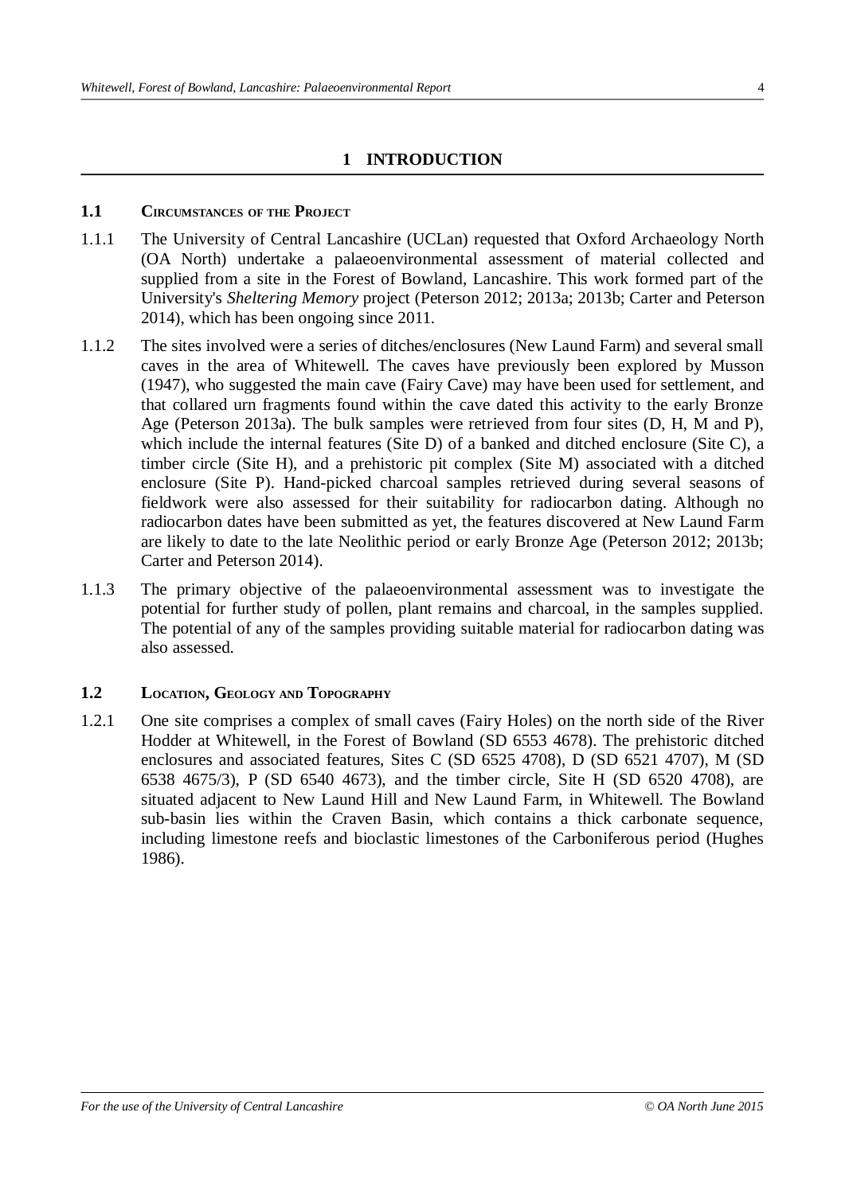# 1 INTRODUCTION

## 1.1 Circumstances of the Project

1.1.1 The University of Central Lancashire (UCLan) requested that Oxford Archaeology North (OA North) undertake a palaeoenvironmental assessment of material collected and supplied from a site in the Forest of Bowland, Lancashire. This work formed part of the University's *Sheltering Memory* project (Peterson 2012; 2013a; 2013b; Carter and Peterson 2014), which has been ongoing since 2011.

1.1.2 The sites involved were a series of ditches/enclosures (New Laund Farm) and several small caves in the area of Whitewell. The caves have previously been explored by Musson (1947), who suggested the main cave (Fairy Cave) may have been used for settlement, and that collared urn fragments found within the cave dated this activity to the early Bronze Age (Peterson 2013a). The bulk samples were retrieved from four sites (D, H, M and P), which include the internal features (Site D) of a banked and ditched enclosure (Site C), a timber circle (Site H), and a prehistoric pit complex (Site M) associated with a ditched enclosure (Site P). Hand-picked charcoal samples retrieved during several seasons of fieldwork were also assessed for their suitability for radiocarbon dating. Although no radiocarbon dates have been submitted as yet, the features discovered at New Laund Farm are likely to date to the late Neolithic period or early Bronze Age (Peterson 2012; 2013b; Carter and Peterson 2014).

1.1.3 The primary objective of the palaeoenvironmental assessment was to investigate the potential for further study of pollen, plant remains and charcoal, in the samples supplied. The potential of any of the samples providing suitable material for radiocarbon dating was also assessed.

## 1.2 Location, Geology and Topography

1.2.1 One site comprises a complex of small caves (Fairy Holes) on the north side of the River Hodder at Whitewell, in the Forest of Bowland (SD 6553 4678). The prehistoric ditched enclosures and associated features, Sites C (SD 6525 4708), D (SD 6521 4707), M (SD 6538 4675/3), P (SD 6540 4673), and the timber circle, Site H (SD 6520 4708), are situated adjacent to New Laund Hill and New Laund Farm, in Whitewell. The Bowland sub-basin lies within the Craven Basin, which contains a thick carbonate sequence, including limestone reefs and bioclastic limestones of the Carboniferous period (Hughes 1986).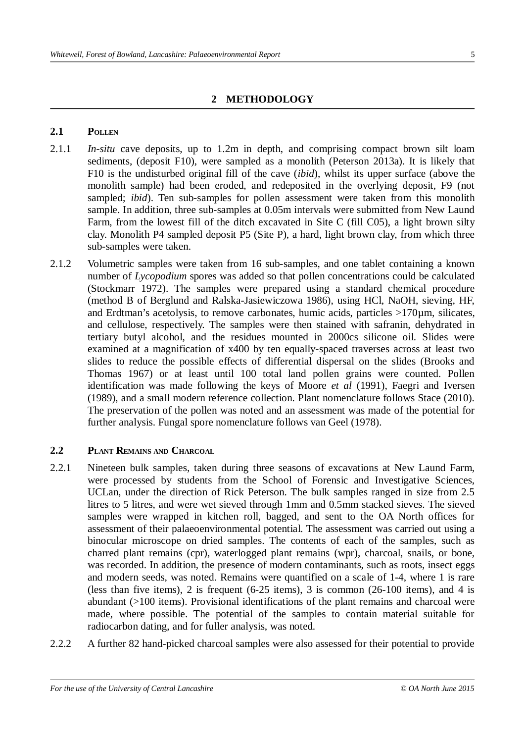## 2 METHODOLOGY

### 2.1 Pollen

2.1.1 *In-situ* cave deposits, up to 1.2m in depth, and comprising compact brown silt loam sediments, (deposit F10), were sampled as a monolith (Peterson 2013a). It is likely that F10 is the undisturbed original fill of the cave (*ibid*), whilst its upper surface (above the monolith sample) had been eroded, and redeposited in the overlying deposit, F9 (not sampled; *ibid*). Ten sub-samples for pollen assessment were taken from this monolith sample. In addition, three sub-samples at 0.05m intervals were submitted from New Laund Farm, from the lowest fill of the ditch excavated in Site C (fill C05), a light brown silty clay. Monolith P4 sampled deposit P5 (Site P), a hard, light brown clay, from which three sub-samples were taken.

2.1.2 Volumetric samples were taken from 16 sub-samples, and one tablet containing a known number of *Lycopodium* spores was added so that pollen concentrations could be calculated (Stockmarr 1972). The samples were prepared using a standard chemical procedure (method B of Berglund and Ralska-Jasiewiczowa 1986), using HCl, NaOH, sieving, HF, and Erdtman's acetolysis, to remove carbonates, humic acids, particles >170µm, silicates, and cellulose, respectively. The samples were then stained with safranin, dehydrated in tertiary butyl alcohol, and the residues mounted in 2000cs silicone oil. Slides were examined at a magnification of x400 by ten equally-spaced traverses across at least two slides to reduce the possible effects of differential dispersal on the slides (Brooks and Thomas 1967) or at least until 100 total land pollen grains were counted. Pollen identification was made following the keys of Moore *et al* (1991), Faegri and Iversen (1989), and a small modern reference collection. Plant nomenclature follows Stace (2010). The preservation of the pollen was noted and an assessment was made of the potential for further analysis. Fungal spore nomenclature follows van Geel (1978).

### 2.2 Plant Remains and Charcoal

2.2.1 Nineteen bulk samples, taken during three seasons of excavations at New Laund Farm, were processed by students from the School of Forensic and Investigative Sciences, UCLan, under the direction of Rick Peterson. The bulk samples ranged in size from 2.5 litres to 5 litres, and were wet sieved through 1mm and 0.5mm stacked sieves. The sieved samples were wrapped in kitchen roll, bagged, and sent to the OA North offices for assessment of their palaeoenvironmental potential. The assessment was carried out using a binocular microscope on dried samples. The contents of each of the samples, such as charred plant remains (cpr), waterlogged plant remains (wpr), charcoal, snails, or bone, was recorded. In addition, the presence of modern contaminants, such as roots, insect eggs and modern seeds, was noted. Remains were quantified on a scale of 1-4, where 1 is rare (less than five items), 2 is frequent (6-25 items), 3 is common (26-100 items), and 4 is abundant (>100 items). Provisional identifications of the plant remains and charcoal were made, where possible. The potential of the samples to contain material suitable for radiocarbon dating, and for fuller analysis, was noted.

2.2.2 A further 82 hand-picked charcoal samples were also assessed for their potential to provide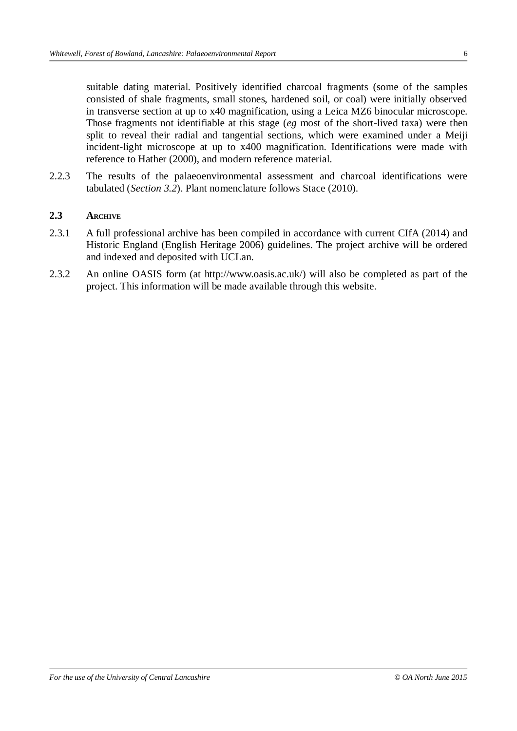suitable dating material. Positively identified charcoal fragments (some of the samples consisted of shale fragments, small stones, hardened soil, or coal) were initially observed in transverse section at up to x40 magnification, using a Leica MZ6 binocular microscope. Those fragments not identifiable at this stage (*eg* most of the short-lived taxa) were then split to reveal their radial and tangential sections, which were examined under a Meiji incident-light microscope at up to x400 magnification. Identifications were made with reference to Hather (2000), and modern reference material.

2.2.3 The results of the palaeoenvironmental assessment and charcoal identifications were tabulated (*Section 3.2*). Plant nomenclature follows Stace (2010).

## 2.3 Archive

2.3.1 A full professional archive has been compiled in accordance with current CIfA (2014) and Historic England (English Heritage 2006) guidelines. The project archive will be ordered and indexed and deposited with UCLan.

2.3.2 An online OASIS form (at http://www.oasis.ac.uk/) will also be completed as part of the project. This information will be made available through this website.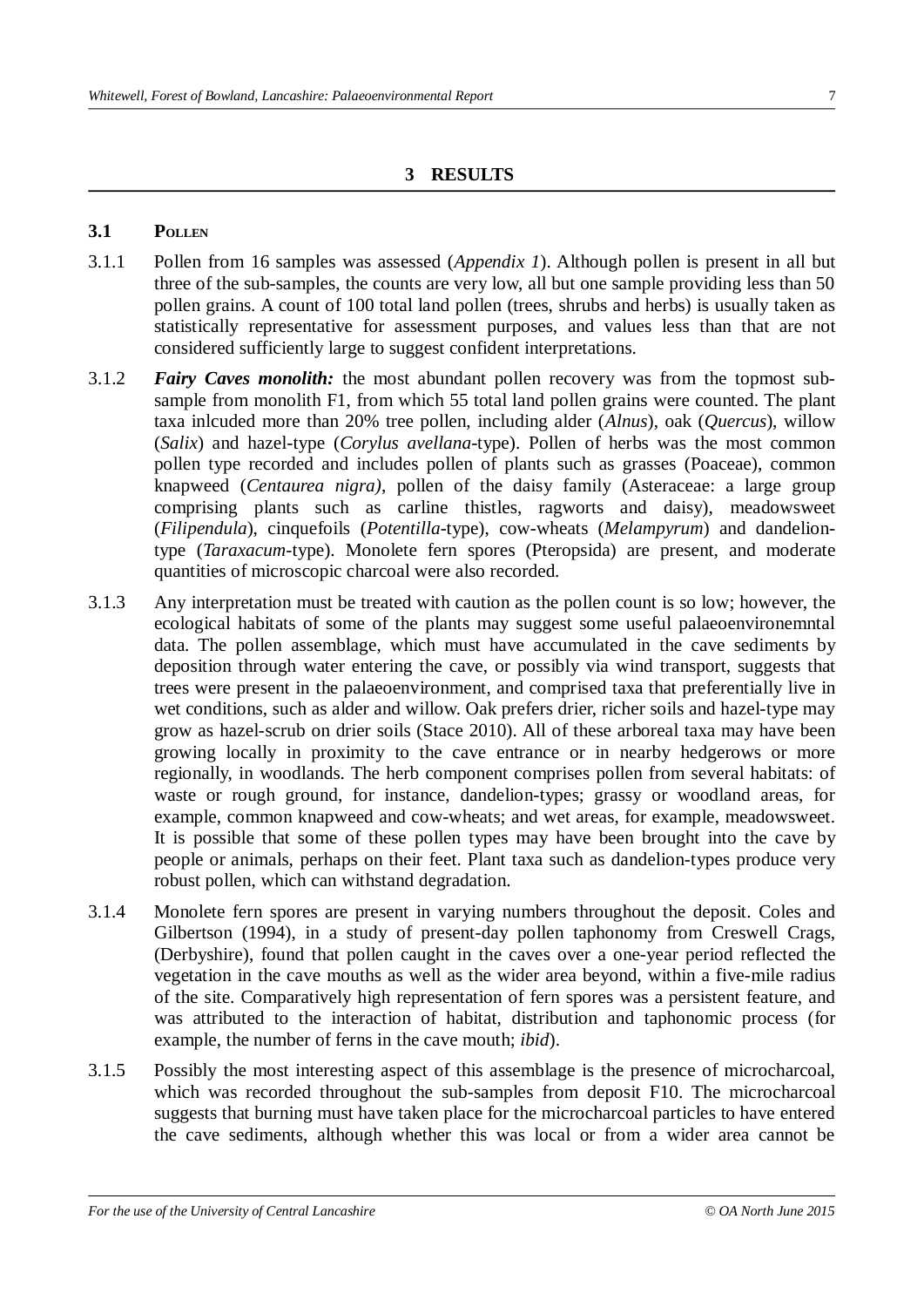## 3 RESULTS

### 3.1 Pollen

3.1.1 Pollen from 16 samples was assessed (*Appendix 1*). Although pollen is present in all but three of the sub-samples, the counts are very low, all but one sample providing less than 50 pollen grains. A count of 100 total land pollen (trees, shrubs and herbs) is usually taken as statistically representative for assessment purposes, and values less than that are not considered sufficiently large to suggest confident interpretations.

3.1.2 ***Fairy Caves monolith:*** the most abundant pollen recovery was from the topmost sub-sample from monolith F1, from which 55 total land pollen grains were counted. The plant taxa inlcuded more than 20% tree pollen, including alder (*Alnus*), oak (*Quercus*), willow (*Salix*) and hazel-type (*Corylus avellana*-type). Pollen of herbs was the most common pollen type recorded and includes pollen of plants such as grasses (Poaceae), common knapweed (*Centaurea nigra)*, pollen of the daisy family (Asteraceae: a large group comprising plants such as carline thistles, ragworts and daisy), meadowsweet (*Filipendula*), cinquefoils (*Potentilla*-type), cow-wheats (*Melampyrum*) and dandelion-type (*Taraxacum*-type). Monolete fern spores (Pteropsida) are present, and moderate quantities of microscopic charcoal were also recorded.

3.1.3 Any interpretation must be treated with caution as the pollen count is so low; however, the ecological habitats of some of the plants may suggest some useful palaeoenvironemntal data. The pollen assemblage, which must have accumulated in the cave sediments by deposition through water entering the cave, or possibly via wind transport, suggests that trees were present in the palaeoenvironment, and comprised taxa that preferentially live in wet conditions, such as alder and willow. Oak prefers drier, richer soils and hazel-type may grow as hazel-scrub on drier soils (Stace 2010). All of these arboreal taxa may have been growing locally in proximity to the cave entrance or in nearby hedgerows or more regionally, in woodlands. The herb component comprises pollen from several habitats: of waste or rough ground, for instance, dandelion-types; grassy or woodland areas, for example, common knapweed and cow-wheats; and wet areas, for example, meadowsweet. It is possible that some of these pollen types may have been brought into the cave by people or animals, perhaps on their feet. Plant taxa such as dandelion-types produce very robust pollen, which can withstand degradation.

3.1.4 Monolete fern spores are present in varying numbers throughout the deposit. Coles and Gilbertson (1994), in a study of present-day pollen taphonomy from Creswell Crags, (Derbyshire), found that pollen caught in the caves over a one-year period reflected the vegetation in the cave mouths as well as the wider area beyond, within a five-mile radius of the site. Comparatively high representation of fern spores was a persistent feature, and was attributed to the interaction of habitat, distribution and taphonomic process (for example, the number of ferns in the cave mouth; *ibid*).

3.1.5 Possibly the most interesting aspect of this assemblage is the presence of microcharcoal, which was recorded throughout the sub-samples from deposit F10. The microcharcoal suggests that burning must have taken place for the microcharcoal particles to have entered the cave sediments, although whether this was local or from a wider area cannot be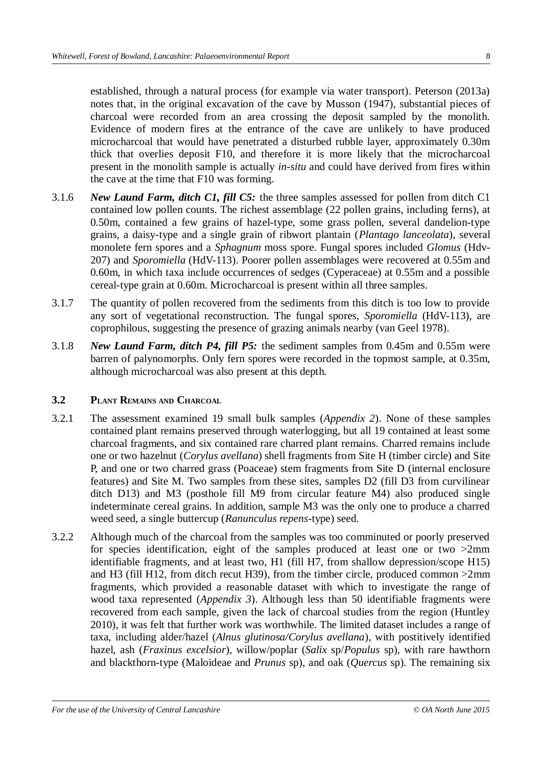established, through a natural process (for example via water transport). Peterson (2013a) notes that, in the original excavation of the cave by Musson (1947), substantial pieces of charcoal were recorded from an area crossing the deposit sampled by the monolith. Evidence of modern fires at the entrance of the cave are unlikely to have produced microcharcoal that would have penetrated a disturbed rubble layer, approximately 0.30m thick that overlies deposit F10, and therefore it is more likely that the microcharcoal present in the monolith sample is actually *in-situ* and could have derived from fires within the cave at the time that F10 was forming.

3.1.6 ***New Laund Farm, ditch C1, fill C5:*** the three samples assessed for pollen from ditch C1 contained low pollen counts. The richest assemblage (22 pollen grains, including ferns), at 0.50m, contained a few grains of hazel-type, some grass pollen, several dandelion-type grains, a daisy-type and a single grain of ribwort plantain (*Plantago lanceolata*), several monolete fern spores and a *Sphagnum* moss spore. Fungal spores included *Glomus* (Hdv-207) and *Sporomiella* (HdV-113). Poorer pollen assemblages were recovered at 0.55m and 0.60m, in which taxa include occurrences of sedges (Cyperaceae) at 0.55m and a possible cereal-type grain at 0.60m. Microcharcoal is present within all three samples.

3.1.7 The quantity of pollen recovered from the sediments from this ditch is too low to provide any sort of vegetational reconstruction. The fungal spores, *Sporomiella* (HdV-113), are coprophilous, suggesting the presence of grazing animals nearby (van Geel 1978).

3.1.8 ***New Laund Farm, ditch P4, fill P5:*** the sediment samples from 0.45m and 0.55m were barren of palynomorphs. Only fern spores were recorded in the topmost sample, at 0.35m, although microcharcoal was also present at this depth.

### 3.2 Plant Remains and Charcoal

3.2.1 The assessment examined 19 small bulk samples (*Appendix 2*). None of these samples contained plant remains preserved through waterlogging, but all 19 contained at least some charcoal fragments, and six contained rare charred plant remains. Charred remains include one or two hazelnut (*Corylus avellana*) shell fragments from Site H (timber circle) and Site P, and one or two charred grass (Poaceae) stem fragments from Site D (internal enclosure features) and Site M. Two samples from these sites, samples D2 (fill D3 from curvilinear ditch D13) and M3 (posthole fill M9 from circular feature M4) also produced single indeterminate cereal grains. In addition, sample M3 was the only one to produce a charred weed seed, a single buttercup (*Ranunculus repens*-type) seed.

3.2.2 Although much of the charcoal from the samples was too comminuted or poorly preserved for species identification, eight of the samples produced at least one or two >2mm identifiable fragments, and at least two, H1 (fill H7, from shallow depression/scope H15) and H3 (fill H12, from ditch recut H39), from the timber circle, produced common >2mm fragments, which provided a reasonable dataset with which to investigate the range of wood taxa represented (*Appendix 3*). Although less than 50 identifiable fragments were recovered from each sample, given the lack of charcoal studies from the region (Huntley 2010), it was felt that further work was worthwhile. The limited dataset includes a range of taxa, including alder/hazel (*Alnus glutinosa/Corylus avellana*), with postitively identified hazel, ash (*Fraxinus excelsior*), willow/poplar (*Salix* sp/*Populus* sp), with rare hawthorn and blackthorn-type (Maloideae and *Prunus* sp), and oak (*Quercus* sp). The remaining six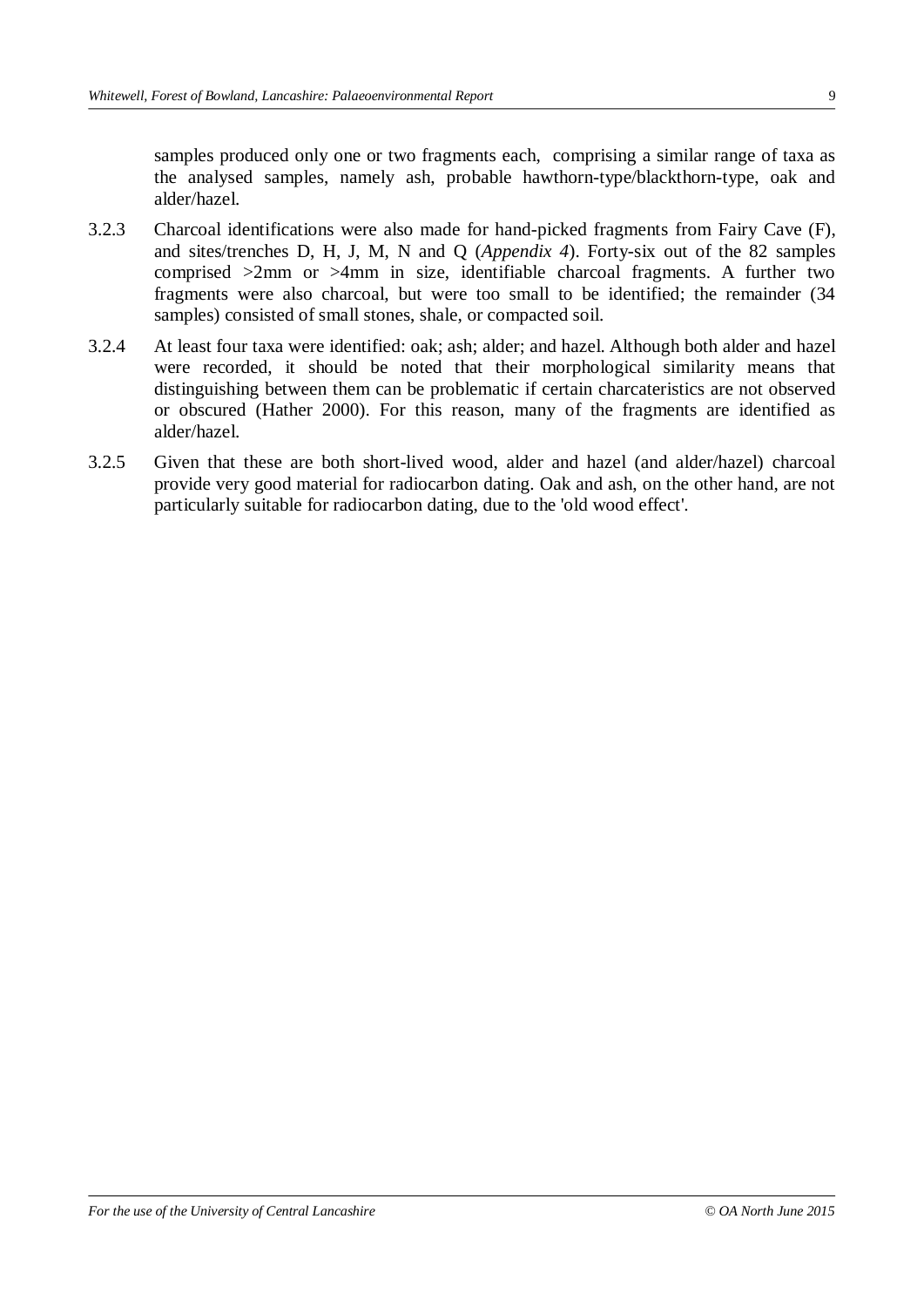samples produced only one or two fragments each, comprising a similar range of taxa as the analysed samples, namely ash, probable hawthorn-type/blackthorn-type, oak and alder/hazel.

3.2.3 Charcoal identifications were also made for hand-picked fragments from Fairy Cave (F), and sites/trenches D, H, J, M, N and Q (*Appendix 4*). Forty-six out of the 82 samples comprised >2mm or >4mm in size, identifiable charcoal fragments. A further two fragments were also charcoal, but were too small to be identified; the remainder (34 samples) consisted of small stones, shale, or compacted soil.

3.2.4 At least four taxa were identified: oak; ash; alder; and hazel. Although both alder and hazel were recorded, it should be noted that their morphological similarity means that distinguishing between them can be problematic if certain charcateristics are not observed or obscured (Hather 2000). For this reason, many of the fragments are identified as alder/hazel.

3.2.5 Given that these are both short-lived wood, alder and hazel (and alder/hazel) charcoal provide very good material for radiocarbon dating. Oak and ash, on the other hand, are not particularly suitable for radiocarbon dating, due to the 'old wood effect'.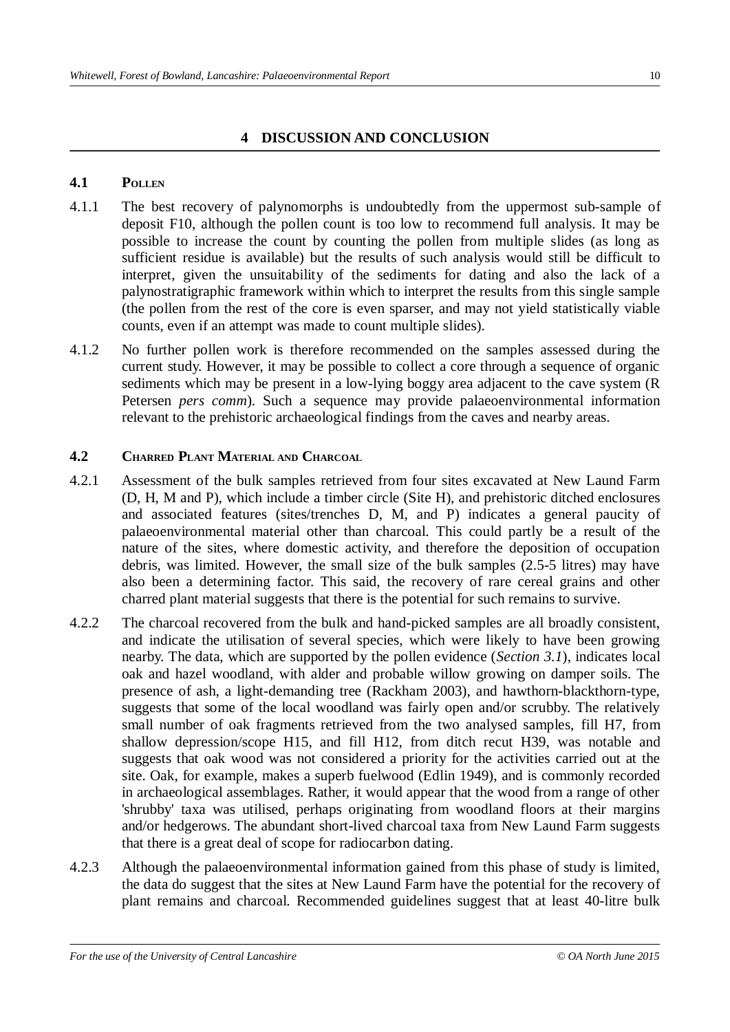## 4 DISCUSSION AND CONCLUSION

### 4.1 POLLEN

4.1.1 The best recovery of palynomorphs is undoubtedly from the uppermost sub-sample of deposit F10, although the pollen count is too low to recommend full analysis. It may be possible to increase the count by counting the pollen from multiple slides (as long as sufficient residue is available) but the results of such analysis would still be difficult to interpret, given the unsuitability of the sediments for dating and also the lack of a palynostratigraphic framework within which to interpret the results from this single sample (the pollen from the rest of the core is even sparser, and may not yield statistically viable counts, even if an attempt was made to count multiple slides).

4.1.2 No further pollen work is therefore recommended on the samples assessed during the current study. However, it may be possible to collect a core through a sequence of organic sediments which may be present in a low-lying boggy area adjacent to the cave system (R Petersen *pers comm*). Such a sequence may provide palaeoenvironmental information relevant to the prehistoric archaeological findings from the caves and nearby areas.

### 4.2 CHARRED PLANT MATERIAL AND CHARCOAL

4.2.1 Assessment of the bulk samples retrieved from four sites excavated at New Laund Farm (D, H, M and P), which include a timber circle (Site H), and prehistoric ditched enclosures and associated features (sites/trenches D, M, and P) indicates a general paucity of palaeoenvironmental material other than charcoal. This could partly be a result of the nature of the sites, where domestic activity, and therefore the deposition of occupation debris, was limited. However, the small size of the bulk samples (2.5-5 litres) may have also been a determining factor. This said, the recovery of rare cereal grains and other charred plant material suggests that there is the potential for such remains to survive.

4.2.2 The charcoal recovered from the bulk and hand-picked samples are all broadly consistent, and indicate the utilisation of several species, which were likely to have been growing nearby. The data, which are supported by the pollen evidence (*Section 3.1*), indicates local oak and hazel woodland, with alder and probable willow growing on damper soils. The presence of ash, a light-demanding tree (Rackham 2003), and hawthorn-blackthorn-type, suggests that some of the local woodland was fairly open and/or scrubby. The relatively small number of oak fragments retrieved from the two analysed samples, fill H7, from shallow depression/scope H15, and fill H12, from ditch recut H39, was notable and suggests that oak wood was not considered a priority for the activities carried out at the site. Oak, for example, makes a superb fuelwood (Edlin 1949), and is commonly recorded in archaeological assemblages. Rather, it would appear that the wood from a range of other 'shrubby' taxa was utilised, perhaps originating from woodland floors at their margins and/or hedgerows. The abundant short-lived charcoal taxa from New Laund Farm suggests that there is a great deal of scope for radiocarbon dating.

4.2.3 Although the palaeoenvironmental information gained from this phase of study is limited, the data do suggest that the sites at New Laund Farm have the potential for the recovery of plant remains and charcoal. Recommended guidelines suggest that at least 40-litre bulk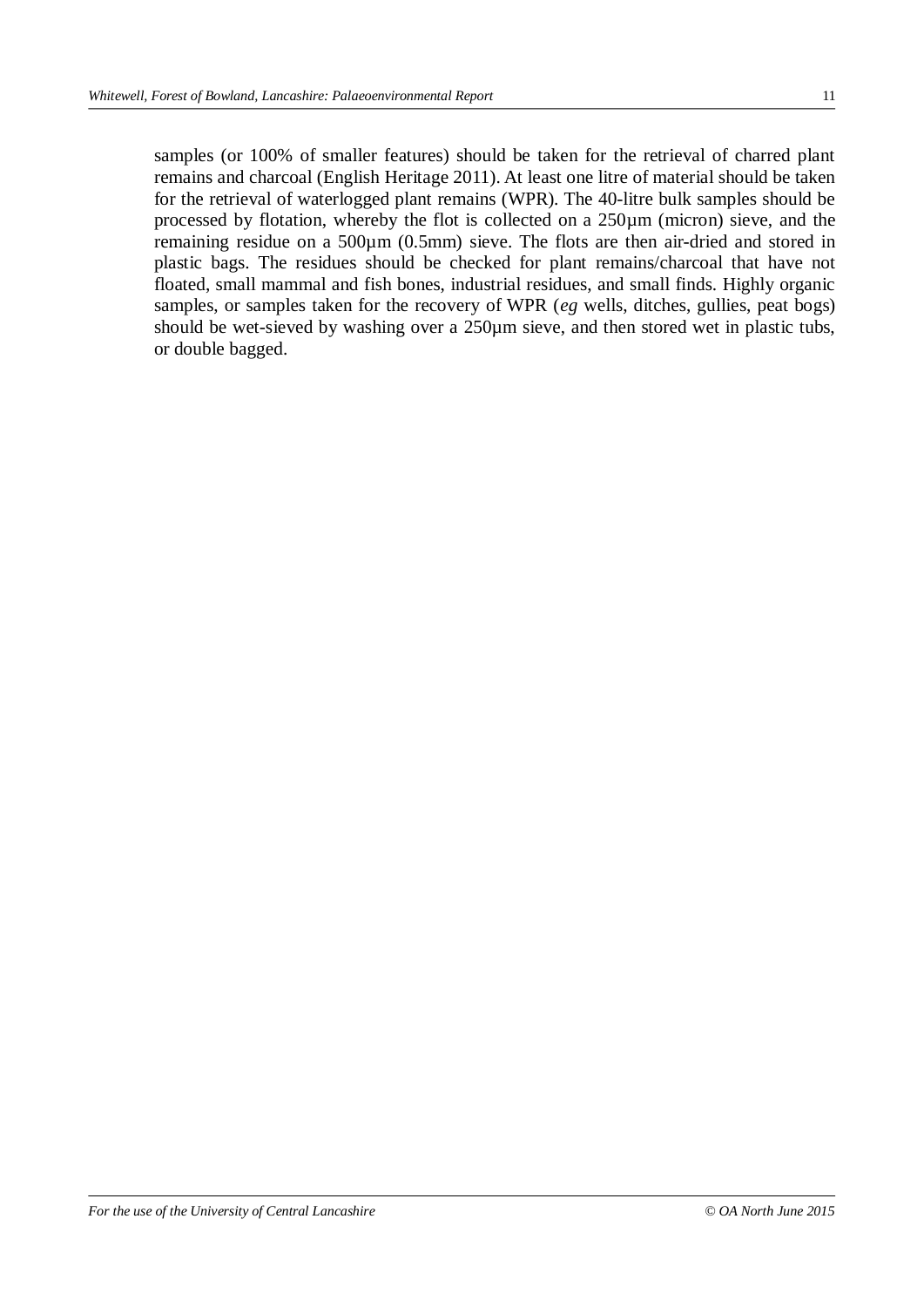samples (or 100% of smaller features) should be taken for the retrieval of charred plant remains and charcoal (English Heritage 2011). At least one litre of material should be taken for the retrieval of waterlogged plant remains (WPR). The 40-litre bulk samples should be processed by flotation, whereby the flot is collected on a 250µm (micron) sieve, and the remaining residue on a 500µm (0.5mm) sieve. The flots are then air-dried and stored in plastic bags. The residues should be checked for plant remains/charcoal that have not floated, small mammal and fish bones, industrial residues, and small finds. Highly organic samples, or samples taken for the recovery of WPR (*eg* wells, ditches, gullies, peat bogs) should be wet-sieved by washing over a 250µm sieve, and then stored wet in plastic tubs, or double bagged.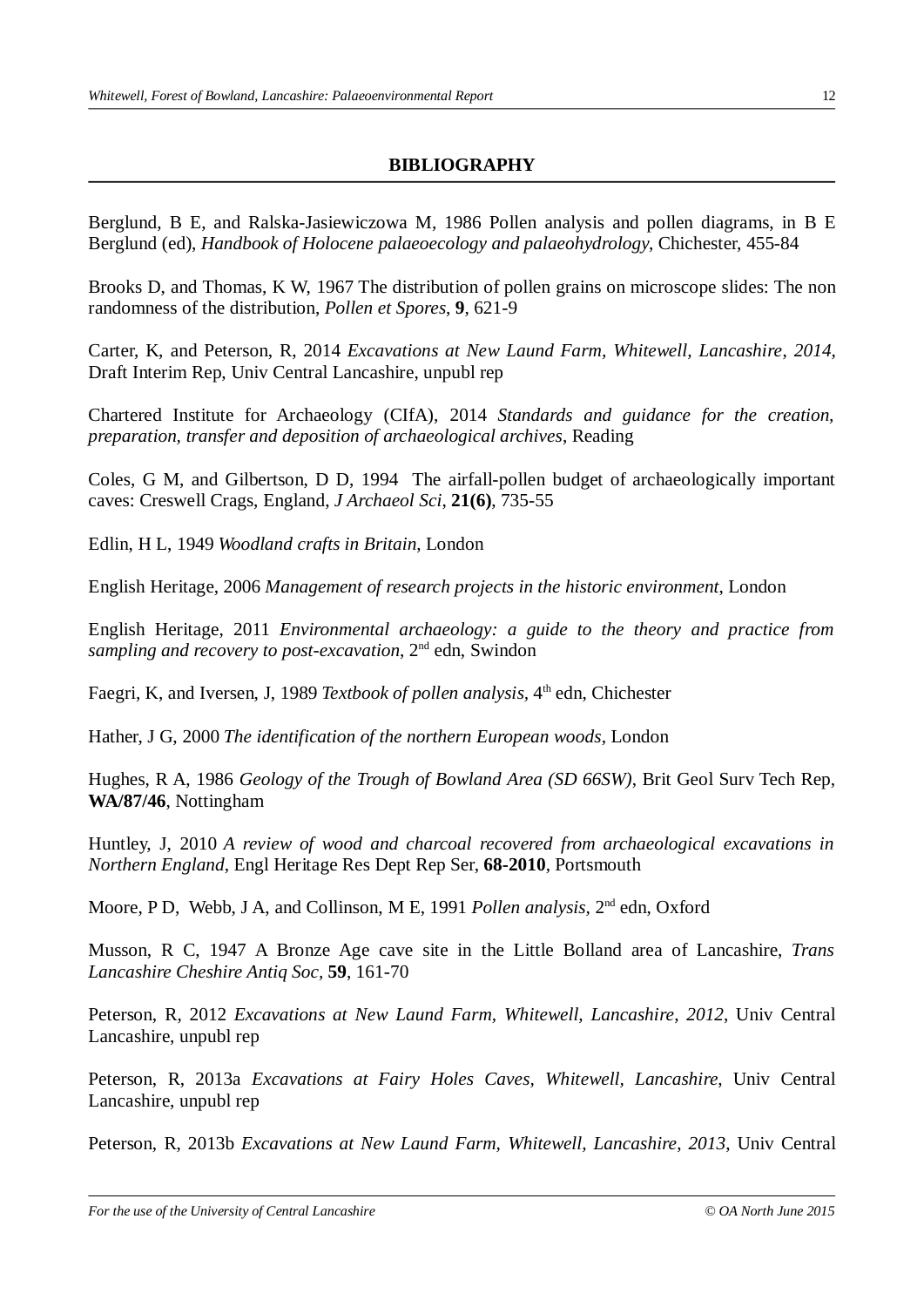## BIBLIOGRAPHY

Berglund, B E, and Ralska-Jasiewiczowa M, 1986 Pollen analysis and pollen diagrams, in B E Berglund (ed), *Handbook of Holocene palaeoecology and palaeohydrology*, Chichester, 455-84

Brooks D, and Thomas, K W, 1967 The distribution of pollen grains on microscope slides: The non randomness of the distribution, *Pollen et Spores*, **9**, 621-9

Carter, K, and Peterson, R, 2014 *Excavations at New Laund Farm, Whitewell, Lancashire, 2014*, Draft Interim Rep, Univ Central Lancashire, unpubl rep

Chartered Institute for Archaeology (CIfA), 2014 *Standards and guidance for the creation, preparation, transfer and deposition of archaeological archives*, Reading

Coles, G M, and Gilbertson, D D, 1994 The airfall-pollen budget of archaeologically important caves: Creswell Crags, England, *J Archaeol Sci*, **21(6)**, 735-55

Edlin, H L, 1949 *Woodland crafts in Britain*, London

English Heritage, 2006 *Management of research projects in the historic environment*, London

English Heritage, 2011 *Environmental archaeology: a guide to the theory and practice from sampling and recovery to post-excavation*, 2nd edn, Swindon

Faegri, K, and Iversen, J, 1989 *Textbook of pollen analysis*, 4th edn, Chichester

Hather, J G, 2000 *The identification of the northern European woods*, London

Hughes, R A, 1986 *Geology of the Trough of Bowland Area (SD 66SW)*, Brit Geol Surv Tech Rep, **WA/87/46**, Nottingham

Huntley, J, 2010 *A review of wood and charcoal recovered from archaeological excavations in Northern England*, Engl Heritage Res Dept Rep Ser, **68-2010**, Portsmouth

Moore, P D, Webb, J A, and Collinson, M E, 1991 *Pollen analysis*, 2nd edn, Oxford

Musson, R C, 1947 A Bronze Age cave site in the Little Bolland area of Lancashire, *Trans Lancashire Cheshire Antiq Soc*, **59**, 161-70

Peterson, R, 2012 *Excavations at New Laund Farm, Whitewell, Lancashire, 2012*, Univ Central Lancashire, unpubl rep

Peterson, R, 2013a *Excavations at Fairy Holes Caves, Whitewell, Lancashire*, Univ Central Lancashire, unpubl rep

Peterson, R, 2013b *Excavations at New Laund Farm, Whitewell, Lancashire, 2013*, Univ Central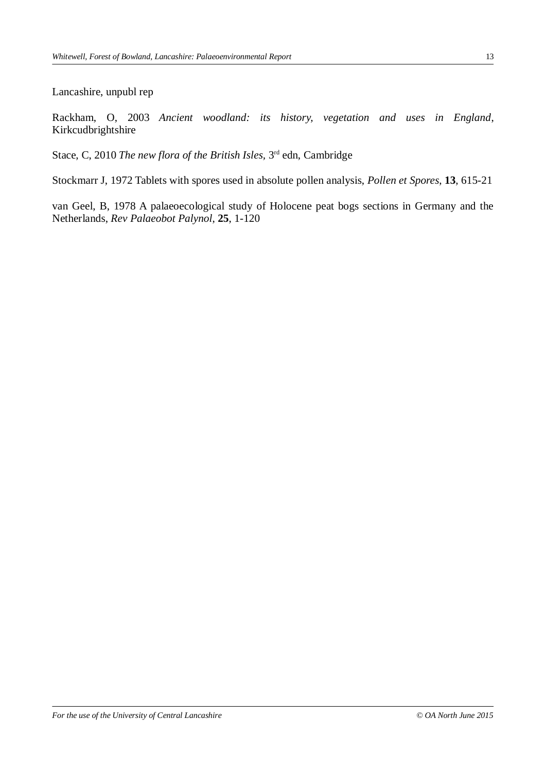Lancashire, unpubl rep

Rackham, O, 2003 *Ancient woodland: its history, vegetation and uses in England*, Kirkcudbrightshire

Stace, C, 2010 *The new flora of the British Isles*, 3rd edn, Cambridge

Stockmarr J, 1972 Tablets with spores used in absolute pollen analysis, *Pollen et Spores*, **13**, 615-21

van Geel, B, 1978 A palaeoecological study of Holocene peat bogs sections in Germany and the Netherlands, *Rev Palaeobot Palynol*, **25**, 1-120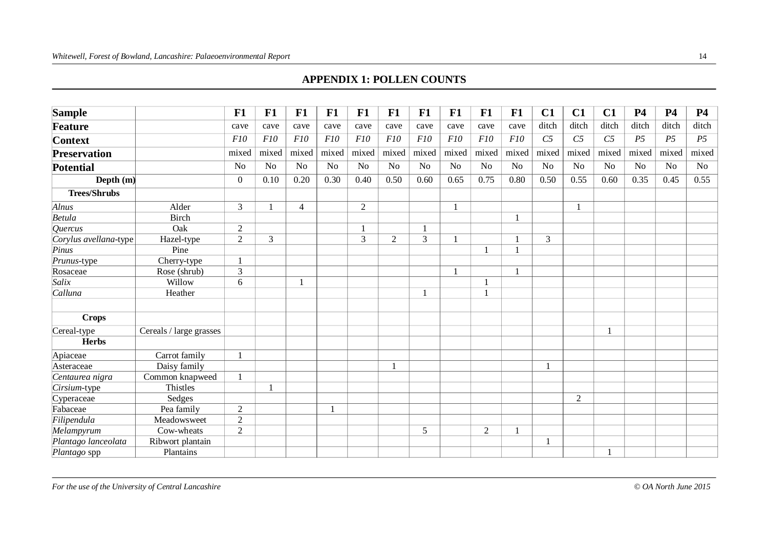## APPENDIX 1: POLLEN COUNTS

| **Sample** | | **F1** | **F1** | **F1** | **F1** | **F1** | **F1** | **F1** | **F1** | **F1** | **F1** | **C1** | **C1** | **C1** | **P4** | **P4** | **P4** |
|---|---|---|---|---|---|---|---|---|---|---|---|---|---|---|---|---|---|
| **Feature** | | cave | cave | cave | cave | cave | cave | cave | cave | cave | cave | ditch | ditch | ditch | ditch | ditch | ditch |
| **Context** | | *F10* | *F10* | *F10* | *F10* | *F10* | *F10* | *F10* | *F10* | *F10* | *F10* | *C5* | *C5* | *C5* | *P5* | *P5* | *P5* |
| **Preservation** | | mixed | mixed | mixed | mixed | mixed | mixed | mixed | mixed | mixed | mixed | mixed | mixed | mixed | mixed | mixed | mixed |
| **Potential** | | No | No | No | No | No | No | No | No | No | No | No | No | No | No | No | No |
| **Depth (m)** | | 0 | 0.10 | 0.20 | 0.30 | 0.40 | 0.50 | 0.60 | 0.65 | 0.75 | 0.80 | 0.50 | 0.55 | 0.60 | 0.35 | 0.45 | 0.55 |
| **Trees/Shrubs** | | | | | | | | | | | | | | | | | |
| *Alnus* | Alder | 3 | 1 | 4 | | 2 | | | 1 | | | | 1 | | | | |
| *Betula* | Birch | | | | | | | | | | 1 | | | | | | |
| *Quercus* | Oak | 2 | | | | 1 | | 1 | | | | | | | | | |
| *Corylus avellana*-type | Hazel-type | 2 | 3 | | | 3 | 2 | 3 | 1 | | 1 | 3 | | | | | |
| *Pinus* | Pine | | | | | | | | | 1 | 1 | | | | | | |
| *Prunus*-type | Cherry-type | 1 | | | | | | | | | | | | | | | |
| Rosaceae | Rose (shrub) | 3 | | | | | | | 1 | | 1 | | | | | | |
| *Salix* | Willow | 6 | | 1 | | | | | | 1 | | | | | | | |
| *Calluna* | Heather | | | | | | | 1 | | 1 | | | | | | | |
| | | | | | | | | | | | | | | | | | |
| **Crops** | | | | | | | | | | | | | | | | | |
| Cereal-type | Cereals / large grasses | | | | | | | | | | | | | 1 | | | |
| **Herbs** | | | | | | | | | | | | | | | | | |
| Apiaceae | Carrot family | 1 | | | | | | | | | | | | | | | |
| Asteraceae | Daisy family | | | | | | 1 | | | | | 1 | | | | | |
| *Centaurea nigra* | Common knapweed | 1 | | | | | | | | | | | | | | | |
| *Cirsium*-type | Thistles | | 1 | | | | | | | | | | | | | | |
| Cyperaceae | Sedges | | | | | | | | | | | | 2 | | | | |
| Fabaceae | Pea family | 2 | | | 1 | | | | | | | | | | | | |
| *Filipendula* | Meadowsweet | 2 | | | | | | | | | | | | | | | |
| *Melampyrum* | Cow-wheats | 2 | | | | | | 5 | | 2 | 1 | | | | | | |
| *Plantago lanceolata* | Ribwort plantain | | | | | | | | | | | 1 | | | | | |
| *Plantago* spp | Plantains | | | | | | | | | | | | | 1 | | | |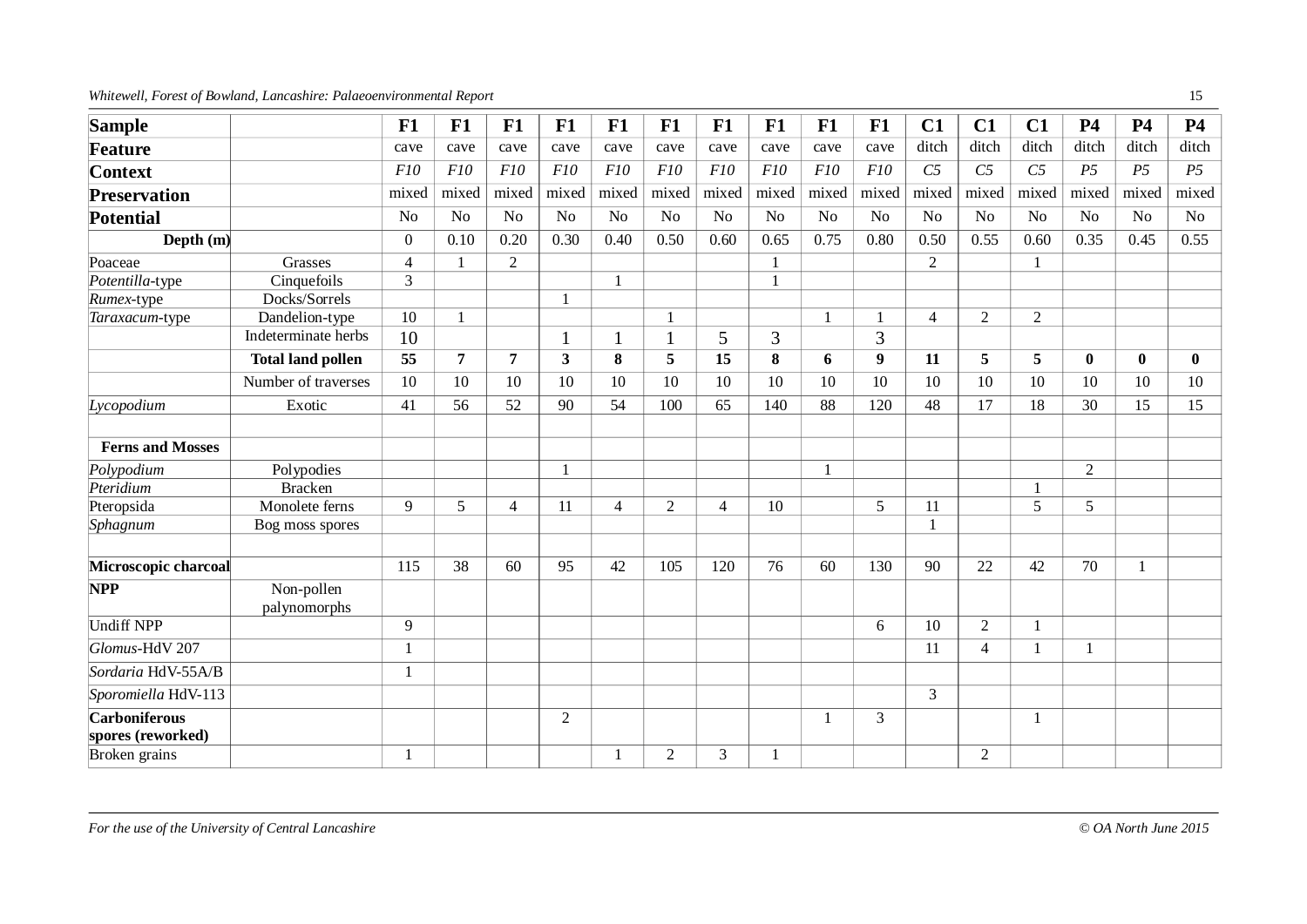| Sample | | F1 | F1 | F1 | F1 | F1 | F1 | F1 | F1 | F1 | F1 | C1 | C1 | C1 | P4 | P4 | P4 |
|---|---|---|---|---|---|---|---|---|---|---|---|---|---|---|---|---|---|
| **Feature** | | cave | cave | cave | cave | cave | cave | cave | cave | cave | cave | ditch | ditch | ditch | ditch | ditch | ditch |
| **Context** | | *F10* | *F10* | *F10* | *F10* | *F10* | *F10* | *F10* | *F10* | *F10* | *F10* | *C5* | *C5* | *C5* | *P5* | *P5* | *P5* |
| **Preservation** | | mixed | mixed | mixed | mixed | mixed | mixed | mixed | mixed | mixed | mixed | mixed | mixed | mixed | mixed | mixed | mixed |
| **Potential** | | No | No | No | No | No | No | No | No | No | No | No | No | No | No | No | No |
| **Depth (m)** | | 0 | 0.10 | 0.20 | 0.30 | 0.40 | 0.50 | 0.60 | 0.65 | 0.75 | 0.80 | 0.50 | 0.55 | 0.60 | 0.35 | 0.45 | 0.55 |
| Poaceae | Grasses | 4 | 1 | 2 | | | | | 1 | | | 2 | | 1 | | | |
| *Potentilla*-type | Cinquefoils | 3 | | | | 1 | | | 1 | | | | | | | | |
| *Rumex*-type | Docks/Sorrels | | | | 1 | | | | | | | | | | | | |
| *Taraxacum*-type | Dandelion-type | 10 | 1 | | | | 1 | | | 1 | 1 | 4 | 2 | 2 | | | |
| | Indeterminate herbs | 10 | | | 1 | 1 | 1 | 5 | 3 | | 3 | | | | | | |
| | **Total land pollen** | **55** | **7** | **7** | **3** | **8** | **5** | **15** | **8** | **6** | **9** | **11** | **5** | **5** | **0** | **0** | **0** |
| | Number of traverses | 10 | 10 | 10 | 10 | 10 | 10 | 10 | 10 | 10 | 10 | 10 | 10 | 10 | 10 | 10 | 10 |
| *Lycopodium* | Exotic | 41 | 56 | 52 | 90 | 54 | 100 | 65 | 140 | 88 | 120 | 48 | 17 | 18 | 30 | 15 | 15 |
| | | | | | | | | | | | | | | | | | |
| **Ferns and Mosses** | | | | | | | | | | | | | | | | | |
| *Polypodium* | Polypodies | | | | 1 | | | | | 1 | | | | | 2 | | |
| *Pteridium* | Bracken | | | | | | | | | | | | | 1 | | | |
| Pteropsida | Monolete ferns | 9 | 5 | 4 | 11 | 4 | 2 | 4 | 10 | | 5 | 11 | | 5 | 5 | | |
| *Sphagnum* | Bog moss spores | | | | | | | | | | | 1 | | | | | |
| | | | | | | | | | | | | | | | | | |
| **Microscopic charcoal** | | 115 | 38 | 60 | 95 | 42 | 105 | 120 | 76 | 60 | 130 | 90 | 22 | 42 | 70 | 1 | |
| **NPP** | Non-pollen palynomorphs | | | | | | | | | | | | | | | | |
| Undiff NPP | | 9 | | | | | | | | | 6 | 10 | 2 | 1 | | | |
| *Glomus*-HdV 207 | | 1 | | | | | | | | | | 11 | 4 | 1 | 1 | | |
| *Sordaria* HdV-55A/B | | 1 | | | | | | | | | | | | | | | |
| *Sporomiella* HdV-113 | | | | | | | | | | | | 3 | | | | | |
| **Carboniferous spores (reworked)** | | | | | 2 | | | | | 1 | 3 | | | 1 | | | |
| Broken grains | | 1 | | | | 1 | 2 | 3 | 1 | | | | 2 | | | | |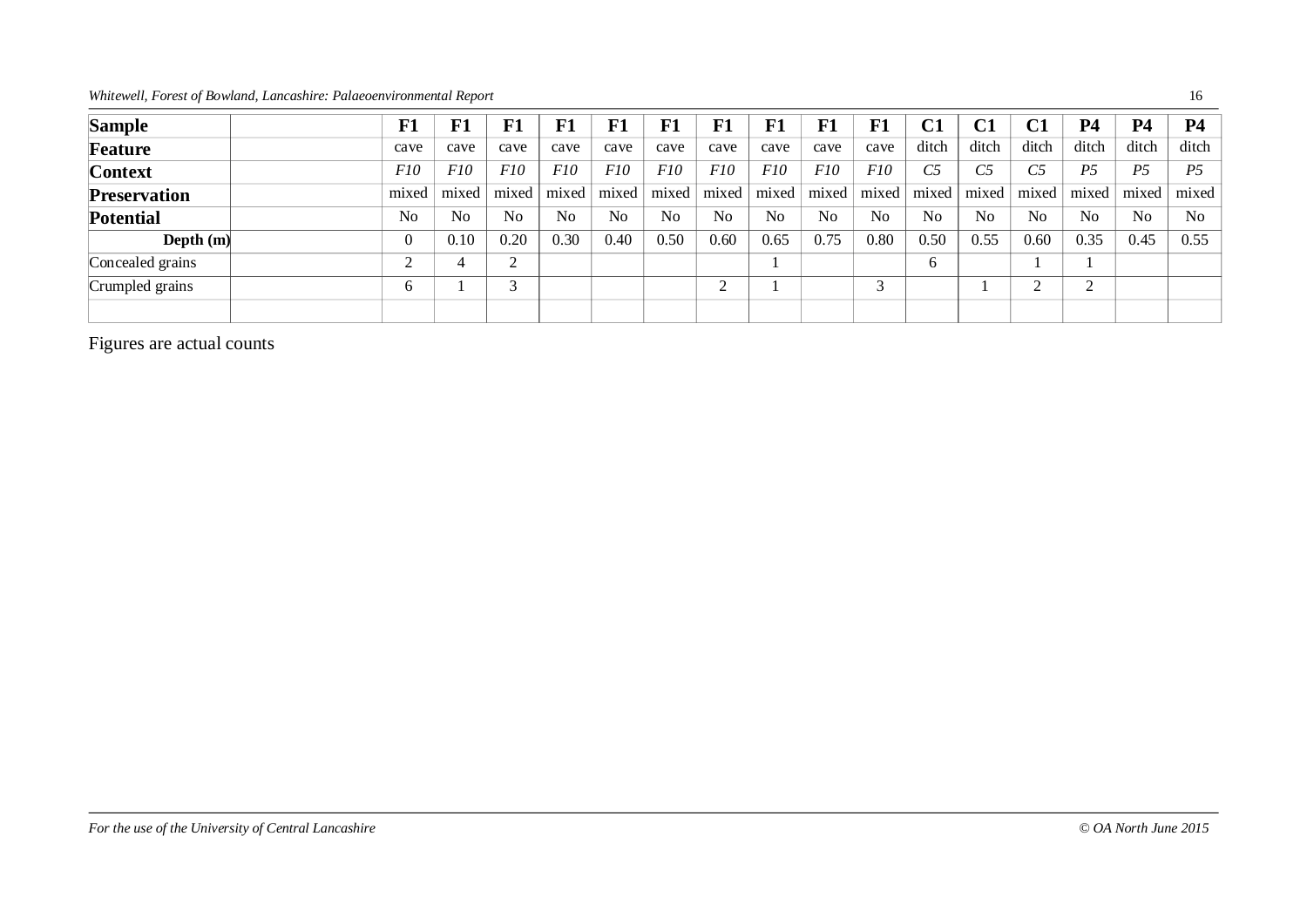| Sample | F1 | F1 | F1 | F1 | F1 | F1 | F1 | F1 | F1 | F1 | C1 | C1 | C1 | P4 | P4 | P4 |
|---|---|---|---|---|---|---|---|---|---|---|---|---|---|---|---|---|
| **Feature** | cave | cave | cave | cave | cave | cave | cave | cave | cave | cave | ditch | ditch | ditch | ditch | ditch | ditch |
| **Context** | *F10* | *F10* | *F10* | *F10* | *F10* | *F10* | *F10* | *F10* | *F10* | *F10* | *C5* | *C5* | *C5* | *P5* | *P5* | *P5* |
| **Preservation** | mixed | mixed | mixed | mixed | mixed | mixed | mixed | mixed | mixed | mixed | mixed | mixed | mixed | mixed | mixed | mixed |
| **Potential** | No | No | No | No | No | No | No | No | No | No | No | No | No | No | No | No |
| **Depth (m)** | 0 | 0.10 | 0.20 | 0.30 | 0.40 | 0.50 | 0.60 | 0.65 | 0.75 | 0.80 | 0.50 | 0.55 | 0.60 | 0.35 | 0.45 | 0.55 |
| Concealed grains | 2 | 4 | 2 | | | | | 1 | | | 6 | | 1 | 1 | | |
| Crumpled grains | 6 | 1 | 3 | | | | 2 | 1 | | 3 | | 1 | 2 | 2 | | |

Figures are actual counts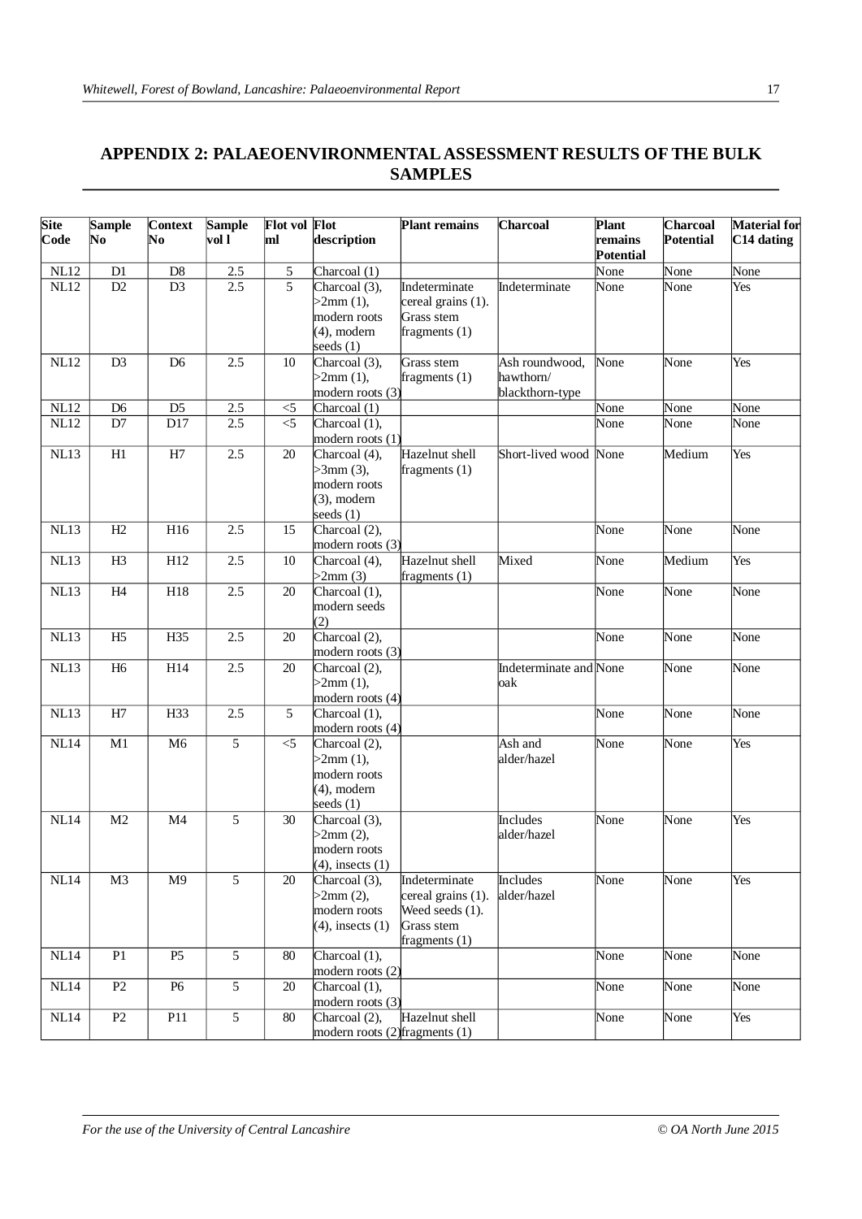## APPENDIX 2: PALAEOENVIRONMENTAL ASSESSMENT RESULTS OF THE BULK SAMPLES

| Site Code | Sample No | Context No | Sample vol l | Flot vol ml | Flot description | Plant remains | Charcoal | Plant remains Potential | Charcoal Potential | Material for C14 dating |
|---|---|---|---|---|---|---|---|---|---|---|
| NL12 | D1 | D8 | 2.5 | 5 | Charcoal (1) | | | None | None | None |
| NL12 | D2 | D3 | 2.5 | 5 | Charcoal (3), >2mm (1), modern roots (4), modern seeds (1) | Indeterminate cereal grains (1). Grass stem fragments (1) | Indeterminate | None | None | Yes |
| NL12 | D3 | D6 | 2.5 | 10 | Charcoal (3), >2mm (1), modern roots (3) | Grass stem fragments (1) | Ash roundwood, hawthorn/ blackthorn-type | None | None | Yes |
| NL12 | D6 | D5 | 2.5 | <5 | Charcoal (1) | | | None | None | None |
| NL12 | D7 | D17 | 2.5 | <5 | Charcoal (1), modern roots (1) | | | None | None | None |
| NL13 | H1 | H7 | 2.5 | 20 | Charcoal (4), >3mm (3), modern roots (3), modern seeds (1) | Hazelnut shell fragments (1) | Short-lived wood | None | Medium | Yes |
| NL13 | H2 | H16 | 2.5 | 15 | Charcoal (2), modern roots (3) | | | None | None | None |
| NL13 | H3 | H12 | 2.5 | 10 | Charcoal (4), >2mm (3) | Hazelnut shell fragments (1) | Mixed | None | Medium | Yes |
| NL13 | H4 | H18 | 2.5 | 20 | Charcoal (1), modern seeds (2) | | | None | None | None |
| NL13 | H5 | H35 | 2.5 | 20 | Charcoal (2), modern roots (3) | | | None | None | None |
| NL13 | H6 | H14 | 2.5 | 20 | Charcoal (2), >2mm (1), modern roots (4) | | Indeterminate and oak | None | None | None |
| NL13 | H7 | H33 | 2.5 | 5 | Charcoal (1), modern roots (4) | | | None | None | None |
| NL14 | M1 | M6 | 5 | <5 | Charcoal (2), >2mm (1), modern roots (4), modern seeds (1) | | Ash and alder/hazel | None | None | Yes |
| NL14 | M2 | M4 | 5 | 30 | Charcoal (3), >2mm (2), modern roots (4), insects (1) | | Includes alder/hazel | None | None | Yes |
| NL14 | M3 | M9 | 5 | 20 | Charcoal (3), >2mm (2), modern roots (4), insects (1) | Indeterminate cereal grains (1). Weed seeds (1). Grass stem fragments (1) | Includes alder/hazel | None | None | Yes |
| NL14 | P1 | P5 | 5 | 80 | Charcoal (1), modern roots (2) | | | None | None | None |
| NL14 | P2 | P6 | 5 | 20 | Charcoal (1), modern roots (3) | | | None | None | None |
| NL14 | P2 | P11 | 5 | 80 | Charcoal (2), modern roots (2) | Hazelnut shell fragments (1) | | None | None | Yes |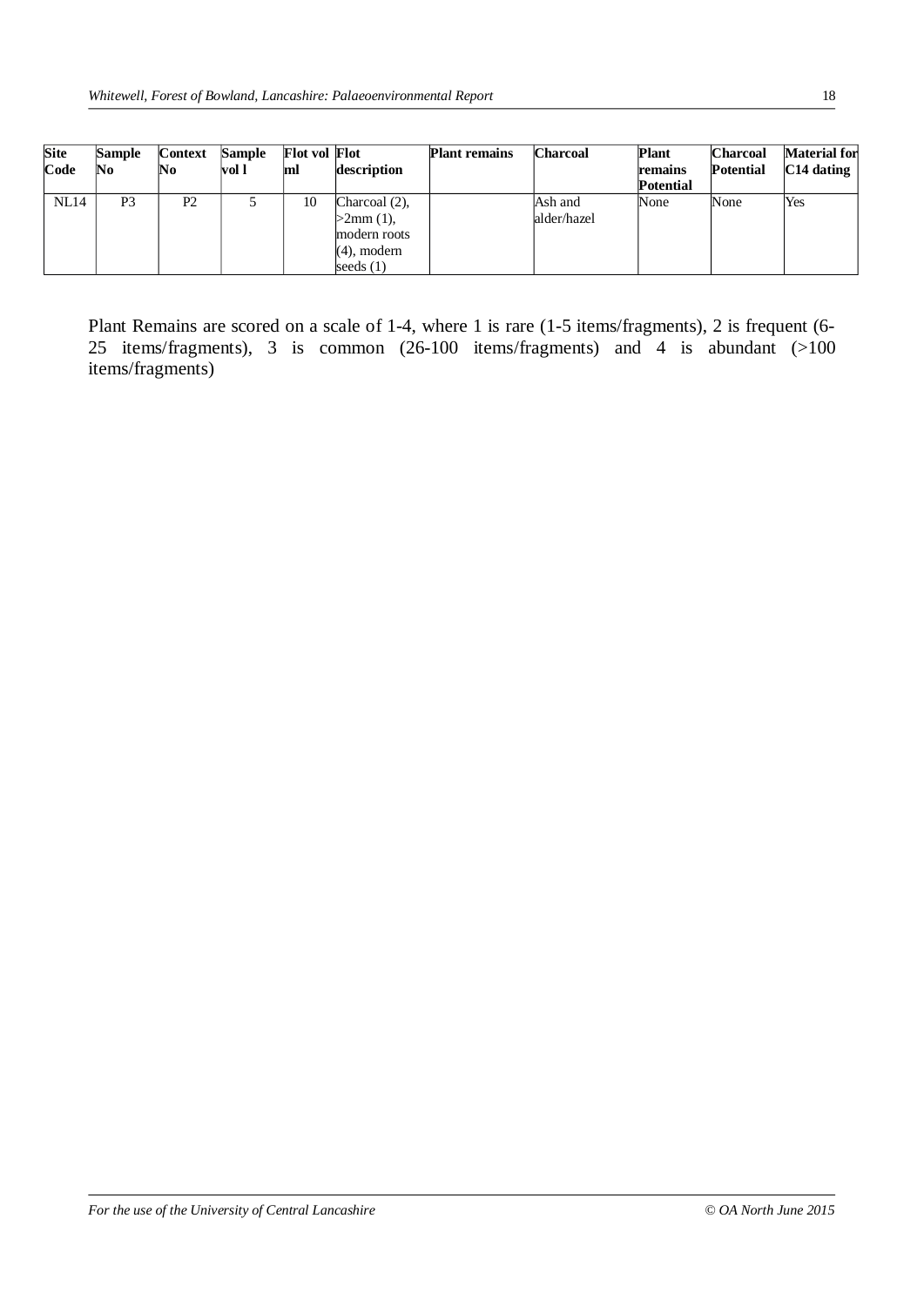| Site Code | Sample No | Context No | Sample vol l | Flot vol ml | Flot description | Plant remains | Charcoal | Plant remains Potential | Charcoal Potential | Material for C14 dating |
|---|---|---|---|---|---|---|---|---|---|---|
| NL14 | P3 | P2 | 5 | 10 | Charcoal (2), >2mm (1), modern roots (4), modern seeds (1) | | Ash and alder/hazel | None | None | Yes |

Plant Remains are scored on a scale of 1-4, where 1 is rare (1-5 items/fragments), 2 is frequent (6-25 items/fragments), 3 is common (26-100 items/fragments) and 4 is abundant (>100 items/fragments)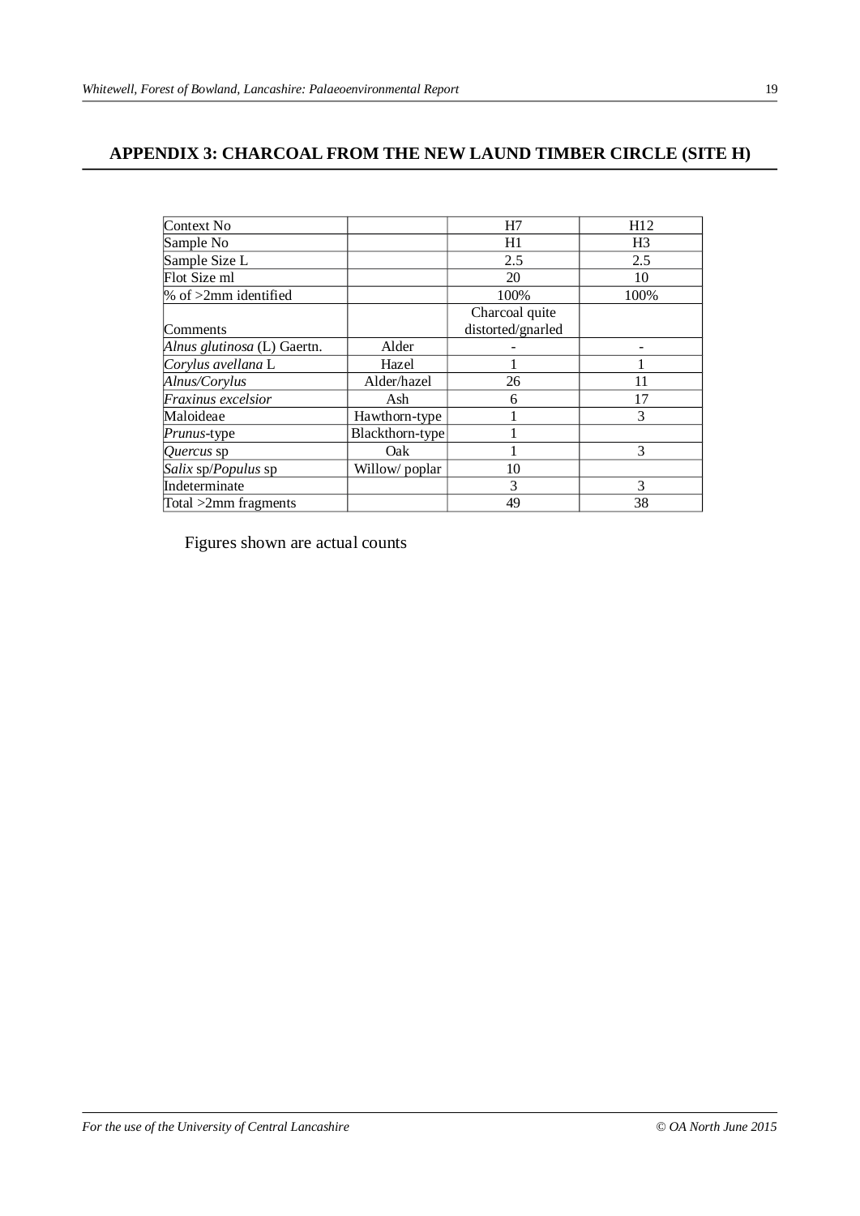## APPENDIX 3: CHARCOAL FROM THE NEW LAUND TIMBER CIRCLE (SITE H)

| Context No | | H7 | H12 |
|---|---|---|---|
| Sample No | | H1 | H3 |
| Sample Size L | | 2.5 | 2.5 |
| Flot Size ml | | 20 | 10 |
| % of >2mm identified | | 100% | 100% |
| Comments | | Charcoal quite distorted/gnarled | |
| *Alnus glutinosa* (L) Gaertn. | Alder | - | - |
| *Corylus avellana* L | Hazel | 1 | 1 |
| *Alnus/Corylus* | Alder/hazel | 26 | 11 |
| *Fraxinus excelsior* | Ash | 6 | 17 |
| Maloideae | Hawthorn-type | 1 | 3 |
| *Prunus*-type | Blackthorn-type | 1 | |
| *Quercus* sp | Oak | 1 | 3 |
| *Salix* sp/*Populus* sp | Willow/ poplar | 10 | |
| Indeterminate | | 3 | 3 |
| Total >2mm fragments | | 49 | 38 |

Figures shown are actual counts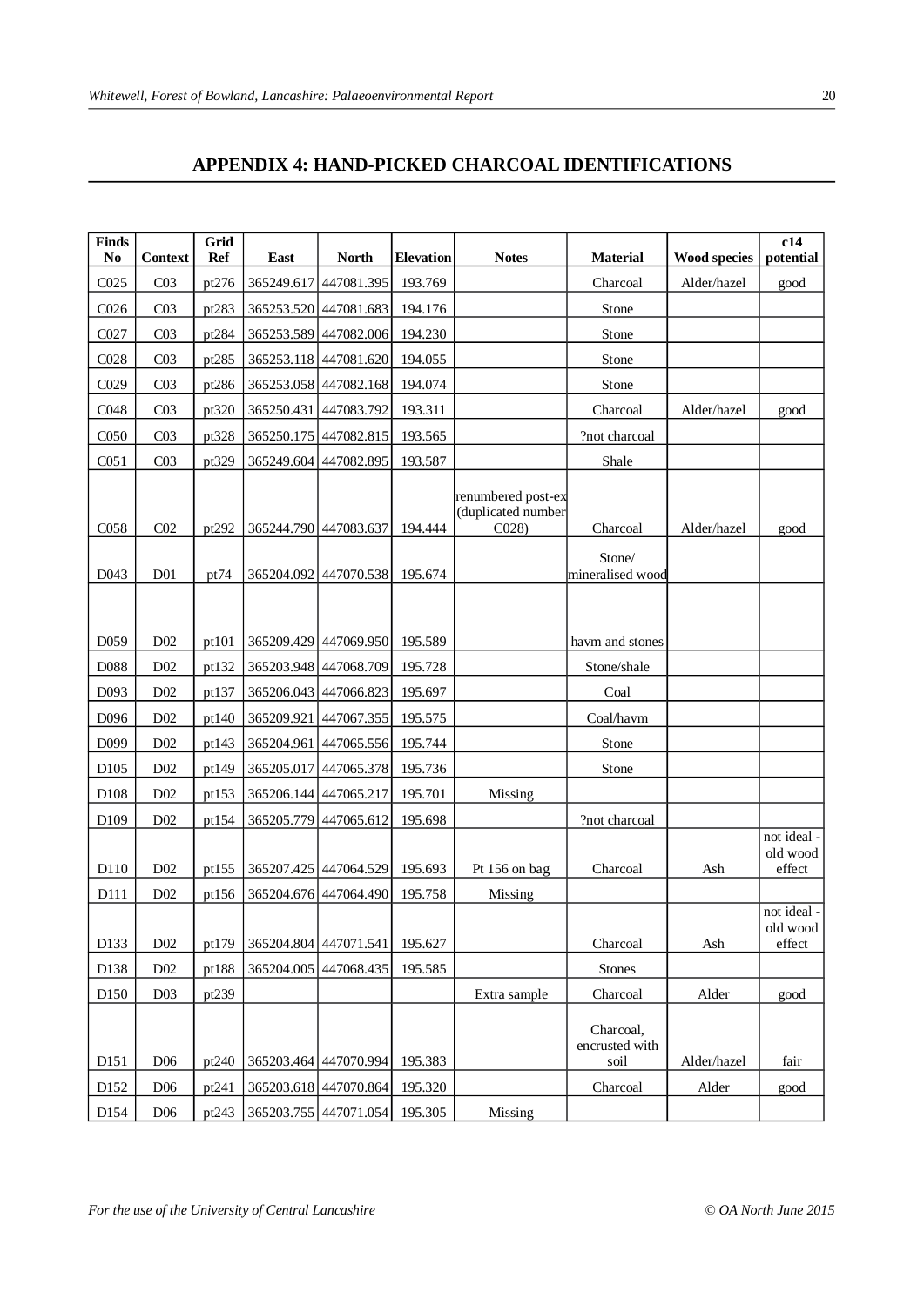## APPENDIX 4: HAND-PICKED CHARCOAL IDENTIFICATIONS

| Finds No | Context | Grid Ref | East | North | Elevation | Notes | Material | Wood species | c14 potential |
|---|---|---|---|---|---|---|---|---|---|
| C025 | C03 | pt276 | 365249.617 | 447081.395 | 193.769 | | Charcoal | Alder/hazel | good |
| C026 | C03 | pt283 | 365253.520 | 447081.683 | 194.176 | | Stone | | |
| C027 | C03 | pt284 | 365253.589 | 447082.006 | 194.230 | | Stone | | |
| C028 | C03 | pt285 | 365253.118 | 447081.620 | 194.055 | | Stone | | |
| C029 | C03 | pt286 | 365253.058 | 447082.168 | 194.074 | | Stone | | |
| C048 | C03 | pt320 | 365250.431 | 447083.792 | 193.311 | | Charcoal | Alder/hazel | good |
| C050 | C03 | pt328 | 365250.175 | 447082.815 | 193.565 | | ?not charcoal | | |
| C051 | C03 | pt329 | 365249.604 | 447082.895 | 193.587 | | Shale | | |
| C058 | C02 | pt292 | 365244.790 | 447083.637 | 194.444 | renumbered post-ex (duplicated number C028) | Charcoal | Alder/hazel | good |
| D043 | D01 | pt74 | 365204.092 | 447070.538 | 195.674 | | Stone/ mineralised wood | | |
| D059 | D02 | pt101 | 365209.429 | 447069.950 | 195.589 | | havm and stones | | |
| D088 | D02 | pt132 | 365203.948 | 447068.709 | 195.728 | | Stone/shale | | |
| D093 | D02 | pt137 | 365206.043 | 447066.823 | 195.697 | | Coal | | |
| D096 | D02 | pt140 | 365209.921 | 447067.355 | 195.575 | | Coal/havm | | |
| D099 | D02 | pt143 | 365204.961 | 447065.556 | 195.744 | | Stone | | |
| D105 | D02 | pt149 | 365205.017 | 447065.378 | 195.736 | | Stone | | |
| D108 | D02 | pt153 | 365206.144 | 447065.217 | 195.701 | Missing | | | |
| D109 | D02 | pt154 | 365205.779 | 447065.612 | 195.698 | | ?not charcoal | | |
| D110 | D02 | pt155 | 365207.425 | 447064.529 | 195.693 | Pt 156 on bag | Charcoal | Ash | not ideal - old wood effect |
| D111 | D02 | pt156 | 365204.676 | 447064.490 | 195.758 | Missing | | | |
| D133 | D02 | pt179 | 365204.804 | 447071.541 | 195.627 | | Charcoal | Ash | not ideal - old wood effect |
| D138 | D02 | pt188 | 365204.005 | 447068.435 | 195.585 | | Stones | | |
| D150 | D03 | pt239 | | | | Extra sample | Charcoal | Alder | good |
| D151 | D06 | pt240 | 365203.464 | 447070.994 | 195.383 | | Charcoal, encrusted with soil | Alder/hazel | fair |
| D152 | D06 | pt241 | 365203.618 | 447070.864 | 195.320 | | Charcoal | Alder | good |
| D154 | D06 | pt243 | 365203.755 | 447071.054 | 195.305 | Missing | | | |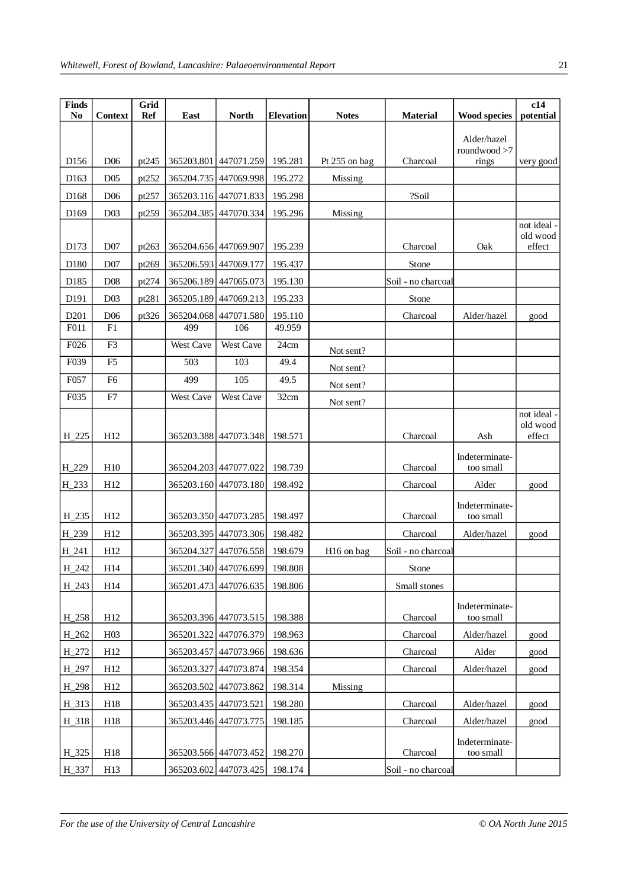| Finds No | Context | Grid Ref | East | North | Elevation | Notes | Material | Wood species | c14 potential |
|---|---|---|---|---|---|---|---|---|---|
| D156 | D06 | pt245 | 365203.801 | 447071.259 | 195.281 | Pt 255 on bag | Charcoal | Alder/hazel roundwood >7 rings | very good |
| D163 | D05 | pt252 | 365204.735 | 447069.998 | 195.272 | Missing | | | |
| D168 | D06 | pt257 | 365203.116 | 447071.833 | 195.298 | | ?Soil | | |
| D169 | D03 | pt259 | 365204.385 | 447070.334 | 195.296 | Missing | | | |
| D173 | D07 | pt263 | 365204.656 | 447069.907 | 195.239 | | Charcoal | Oak | not ideal - old wood effect |
| D180 | D07 | pt269 | 365206.593 | 447069.177 | 195.437 | | Stone | | |
| D185 | D08 | pt274 | 365206.189 | 447065.073 | 195.130 | | Soil - no charcoal | | |
| D191 | D03 | pt281 | 365205.189 | 447069.213 | 195.233 | | Stone | | |
| D201 | D06 | pt326 | 365204.068 | 447071.580 | 195.110 | | Charcoal | Alder/hazel | good |
| F011 | F1 | | 499 | 106 | 49.959 | | | | |
| F026 | F3 | | West Cave | West Cave | 24cm | Not sent? | | | |
| F039 | F5 | | 503 | 103 | 49.4 | Not sent? | | | |
| F057 | F6 | | 499 | 105 | 49.5 | Not sent? | | | |
| F035 | F7 | | West Cave | West Cave | 32cm | Not sent? | | | |
| H_225 | H12 | | 365203.388 | 447073.348 | 198.571 | | Charcoal | Ash | not ideal - old wood effect |
| H_229 | H10 | | 365204.203 | 447077.022 | 198.739 | | Charcoal | Indeterminate-too small | |
| H_233 | H12 | | 365203.160 | 447073.180 | 198.492 | | Charcoal | Alder | good |
| H_235 | H12 | | 365203.350 | 447073.285 | 198.497 | | Charcoal | Indeterminate-too small | |
| H_239 | H12 | | 365203.395 | 447073.306 | 198.482 | | Charcoal | Alder/hazel | good |
| H_241 | H12 | | 365204.327 | 447076.558 | 198.679 | H16 on bag | Soil - no charcoal | | |
| H_242 | H14 | | 365201.340 | 447076.699 | 198.808 | | Stone | | |
| H_243 | H14 | | 365201.473 | 447076.635 | 198.806 | | Small stones | | |
| H_258 | H12 | | 365203.396 | 447073.515 | 198.388 | | Charcoal | Indeterminate-too small | |
| H_262 | H03 | | 365201.322 | 447076.379 | 198.963 | | Charcoal | Alder/hazel | good |
| H_272 | H12 | | 365203.457 | 447073.966 | 198.636 | | Charcoal | Alder | good |
| H_297 | H12 | | 365203.327 | 447073.874 | 198.354 | | Charcoal | Alder/hazel | good |
| H_298 | H12 | | 365203.502 | 447073.862 | 198.314 | Missing | | | |
| H_313 | H18 | | 365203.435 | 447073.521 | 198.280 | | Charcoal | Alder/hazel | good |
| H_318 | H18 | | 365203.446 | 447073.775 | 198.185 | | Charcoal | Alder/hazel | good |
| H_325 | H18 | | 365203.566 | 447073.452 | 198.270 | | Charcoal | Indeterminate-too small | |
| H_337 | H13 | | 365203.602 | 447073.425 | 198.174 | | Soil - no charcoal | | |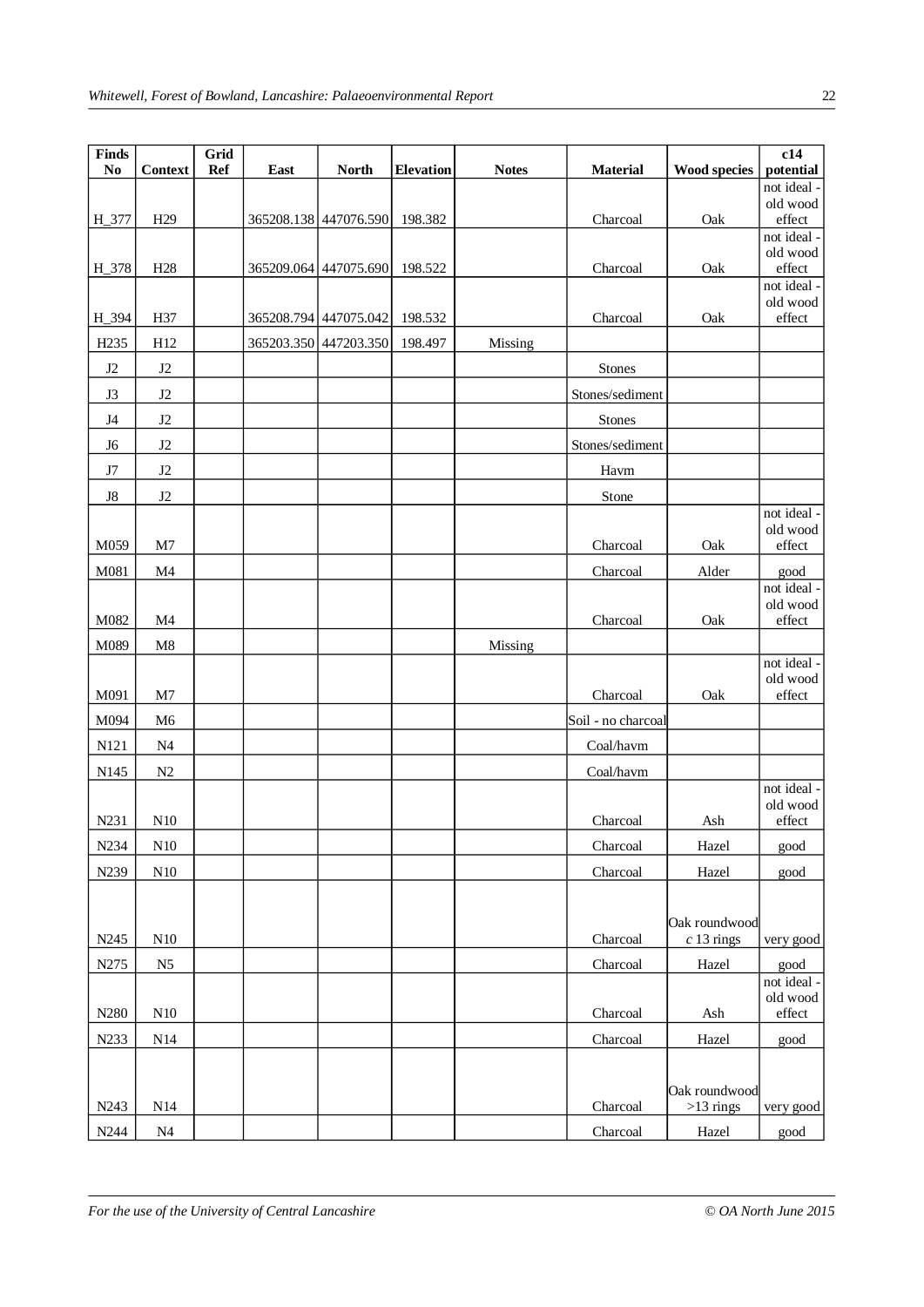| Finds No | Context | Grid Ref | East | North | Elevation | Notes | Material | Wood species | c14 potential |
|---|---|---|---|---|---|---|---|---|---|
| H_377 | H29 | | 365208.138 | 447076.590 | 198.382 | | Charcoal | Oak | not ideal - old wood effect |
| H_378 | H28 | | 365209.064 | 447075.690 | 198.522 | | Charcoal | Oak | not ideal - old wood effect |
| H_394 | H37 | | 365208.794 | 447075.042 | 198.532 | | Charcoal | Oak | not ideal - old wood effect |
| H235 | H12 | | 365203.350 | 447203.350 | 198.497 | Missing | | | |
| J2 | J2 | | | | | | Stones | | |
| J3 | J2 | | | | | | Stones/sediment | | |
| J4 | J2 | | | | | | Stones | | |
| J6 | J2 | | | | | | Stones/sediment | | |
| J7 | J2 | | | | | | Havm | | |
| J8 | J2 | | | | | | Stone | | |
| M059 | M7 | | | | | | Charcoal | Oak | not ideal - old wood effect |
| M081 | M4 | | | | | | Charcoal | Alder | good |
| M082 | M4 | | | | | | Charcoal | Oak | not ideal - old wood effect |
| M089 | M8 | | | | | Missing | | | |
| M091 | M7 | | | | | | Charcoal | Oak | not ideal - old wood effect |
| M094 | M6 | | | | | | Soil - no charcoal | | |
| N121 | N4 | | | | | | Coal/havm | | |
| N145 | N2 | | | | | | Coal/havm | | |
| N231 | N10 | | | | | | Charcoal | Ash | not ideal - old wood effect |
| N234 | N10 | | | | | | Charcoal | Hazel | good |
| N239 | N10 | | | | | | Charcoal | Hazel | good |
| N245 | N10 | | | | | | Charcoal | Oak roundwood *c* 13 rings | very good |
| N275 | N5 | | | | | | Charcoal | Hazel | good |
| N280 | N10 | | | | | | Charcoal | Ash | not ideal - old wood effect |
| N233 | N14 | | | | | | Charcoal | Hazel | good |
| N243 | N14 | | | | | | Charcoal | Oak roundwood >13 rings | very good |
| N244 | N4 | | | | | | Charcoal | Hazel | good |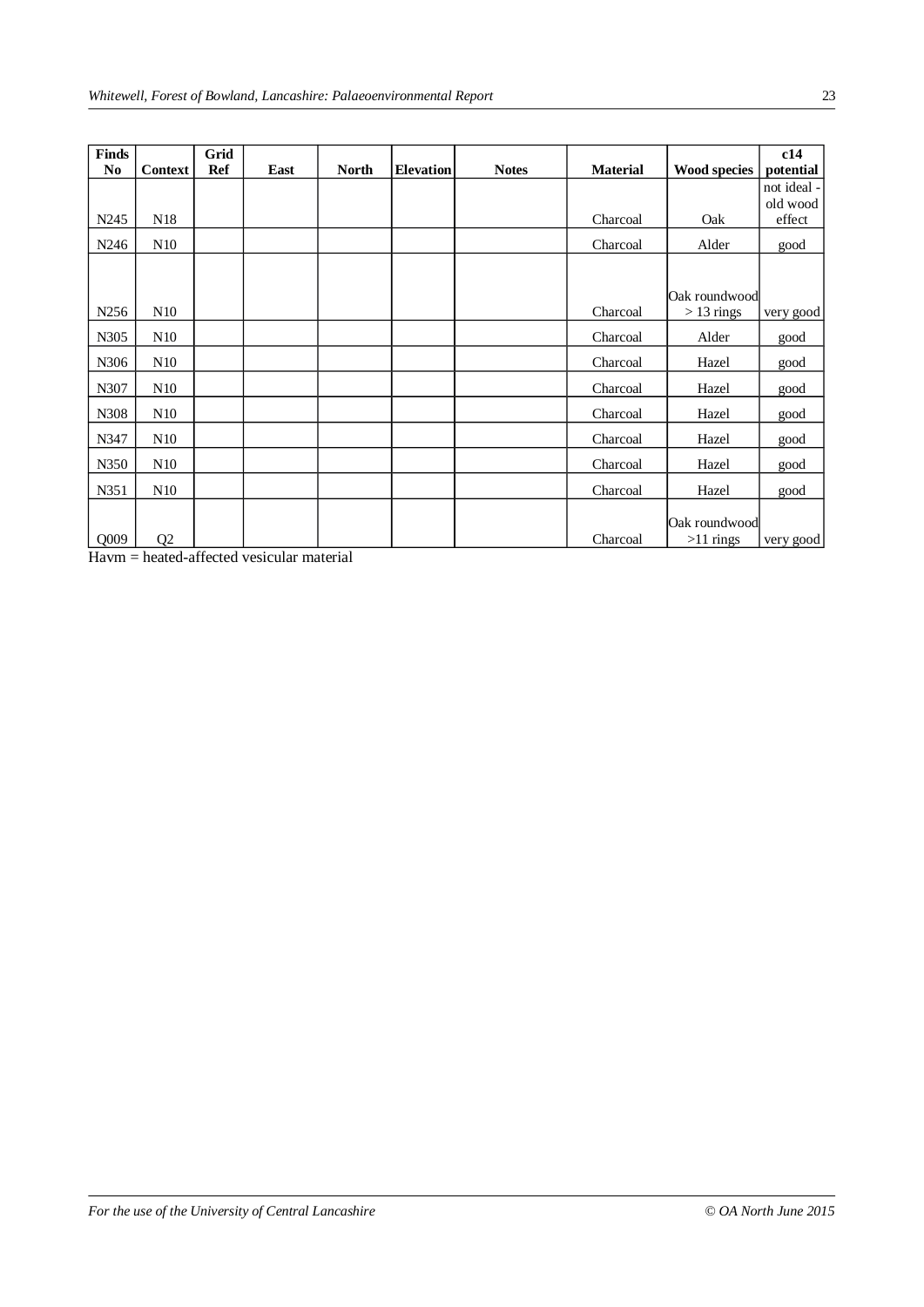| Finds No | Context | Grid Ref | East | North | Elevation | Notes | Material | Wood species | c14 potential |
|---|---|---|---|---|---|---|---|---|---|
| N245 | N18 | | | | | | Charcoal | Oak | not ideal - old wood effect |
| N246 | N10 | | | | | | Charcoal | Alder | good |
| N256 | N10 | | | | | | Charcoal | Oak roundwood > 13 rings | very good |
| N305 | N10 | | | | | | Charcoal | Alder | good |
| N306 | N10 | | | | | | Charcoal | Hazel | good |
| N307 | N10 | | | | | | Charcoal | Hazel | good |
| N308 | N10 | | | | | | Charcoal | Hazel | good |
| N347 | N10 | | | | | | Charcoal | Hazel | good |
| N350 | N10 | | | | | | Charcoal | Hazel | good |
| N351 | N10 | | | | | | Charcoal | Hazel | good |
| Q009 | Q2 | | | | | | Charcoal | Oak roundwood >11 rings | very good |

Havm = heated-affected vesicular material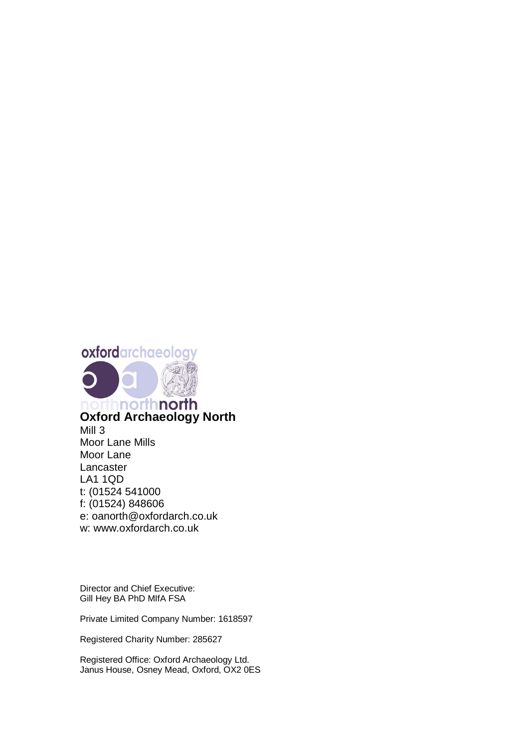oxfordarchaeology

northnorthnorth

**Oxford Archaeology North**

Mill 3
Moor Lane Mills
Moor Lane
Lancaster
LA1 1QD
t: (01524 541000
f: (01524) 848606
e: oanorth@oxfordarch.co.uk
w: www.oxfordarch.co.uk

Director and Chief Executive:
Gill Hey BA PhD MIfA FSA

Private Limited Company Number: 1618597

Registered Charity Number: 285627

Registered Office: Oxford Archaeology Ltd.
Janus House, Osney Mead, Oxford, OX2 0ES